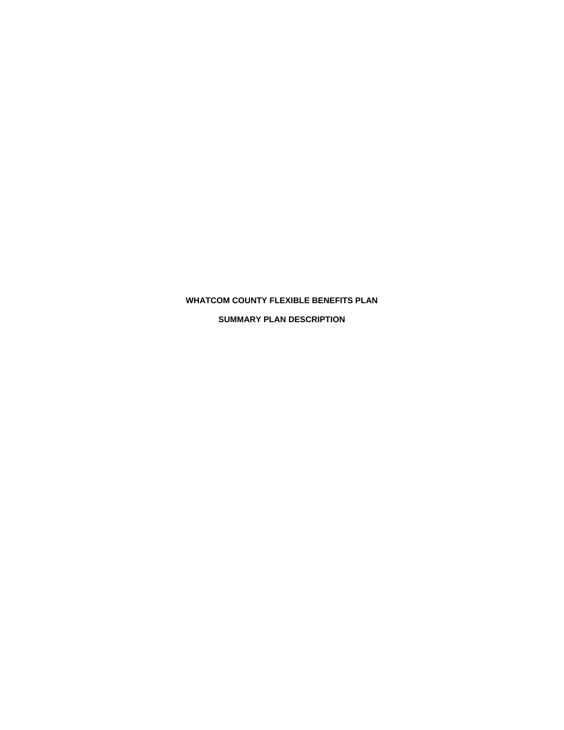# WHATCOM COUNTY FLEXIBLE BENEFITS PLAN

## SUMMARY PLAN DESCRIPTION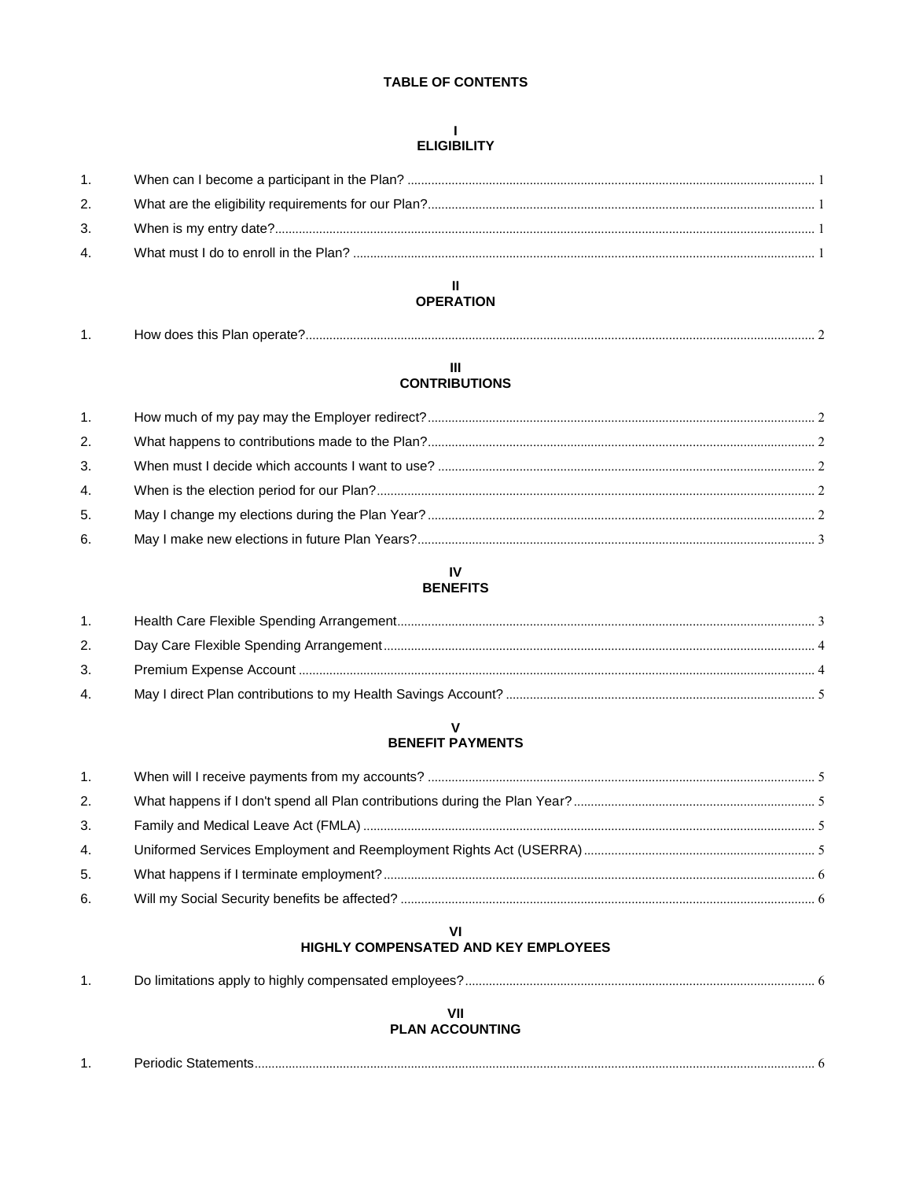# TABLE OF CONTENTS

## I
## ELIGIBILITY

1. When can I become a participant in the Plan? ........ 1
2. What are the eligibility requirements for our Plan? ........ 1
3. When is my entry date? ........ 1
4. What must I do to enroll in the Plan? ........ 1

## II
## OPERATION

1. How does this Plan operate? ........ 2

## III
## CONTRIBUTIONS

1. How much of my pay may the Employer redirect? ........ 2
2. What happens to contributions made to the Plan? ........ 2
3. When must I decide which accounts I want to use? ........ 2
4. When is the election period for our Plan? ........ 2
5. May I change my elections during the Plan Year? ........ 2
6. May I make new elections in future Plan Years? ........ 3

## IV
## BENEFITS

1. Health Care Flexible Spending Arrangement ........ 3
2. Day Care Flexible Spending Arrangement ........ 4
3. Premium Expense Account ........ 4
4. May I direct Plan contributions to my Health Savings Account? ........ 5

## V
## BENEFIT PAYMENTS

1. When will I receive payments from my accounts? ........ 5
2. What happens if I don't spend all Plan contributions during the Plan Year? ........ 5
3. Family and Medical Leave Act (FMLA) ........ 5
4. Uniformed Services Employment and Reemployment Rights Act (USERRA) ........ 5
5. What happens if I terminate employment? ........ 6
6. Will my Social Security benefits be affected? ........ 6

## VI
## HIGHLY COMPENSATED AND KEY EMPLOYEES

1. Do limitations apply to highly compensated employees? ........ 6

## VII
## PLAN ACCOUNTING

1. Periodic Statements ........ 6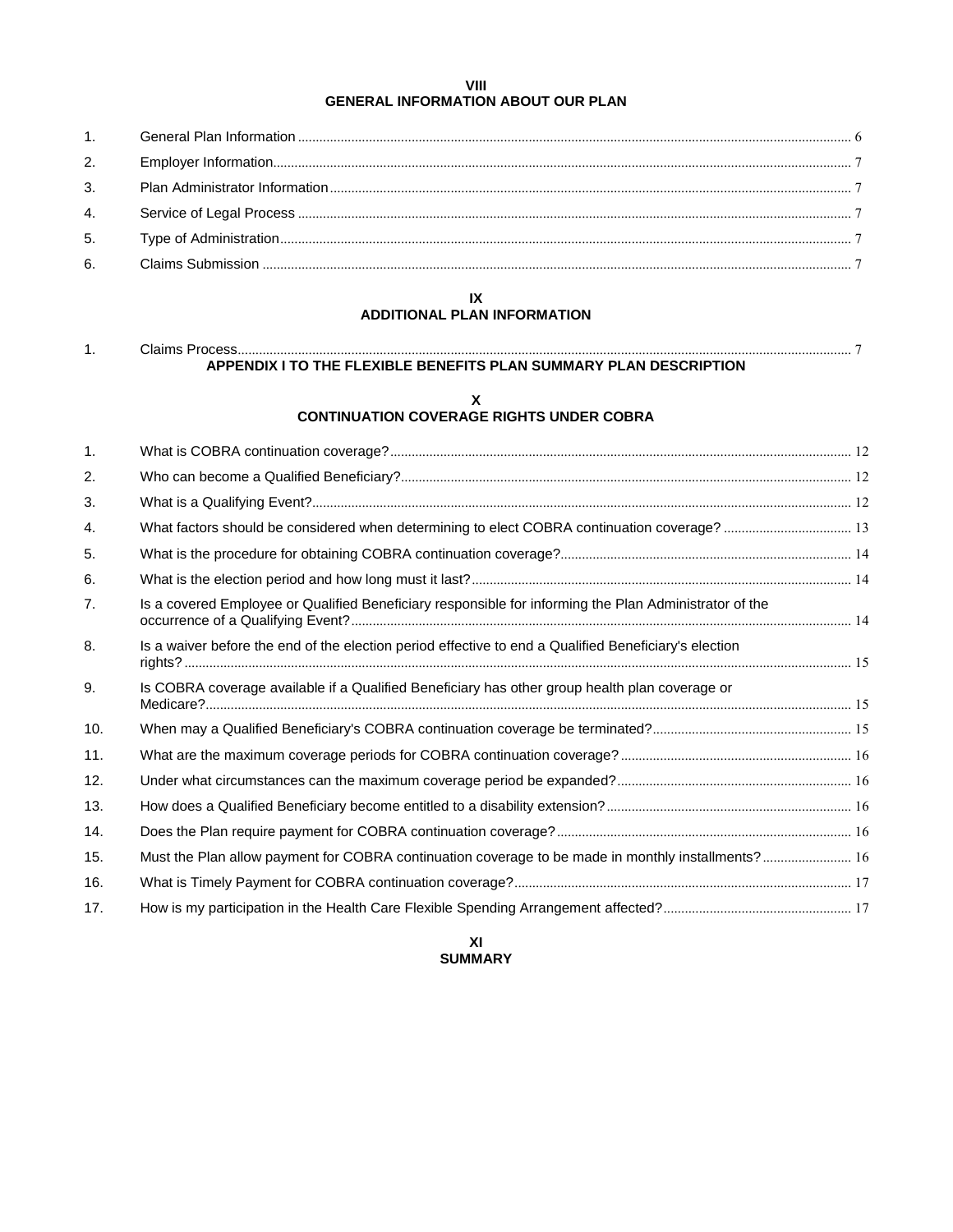## VIII
## GENERAL INFORMATION ABOUT OUR PLAN

1. General Plan Information ........ 6
2. Employer Information ........ 7
3. Plan Administrator Information ........ 7
4. Service of Legal Process ........ 7
5. Type of Administration ........ 7
6. Claims Submission ........ 7

## IX
## ADDITIONAL PLAN INFORMATION

1. Claims Process ........ 7

## APPENDIX I TO THE FLEXIBLE BENEFITS PLAN SUMMARY PLAN DESCRIPTION

## X
## CONTINUATION COVERAGE RIGHTS UNDER COBRA

1. What is COBRA continuation coverage? ........ 12
2. Who can become a Qualified Beneficiary? ........ 12
3. What is a Qualifying Event? ........ 12
4. What factors should be considered when determining to elect COBRA continuation coverage? ........ 13
5. What is the procedure for obtaining COBRA continuation coverage? ........ 14
6. What is the election period and how long must it last? ........ 14
7. Is a covered Employee or Qualified Beneficiary responsible for informing the Plan Administrator of the occurrence of a Qualifying Event? ........ 14
8. Is a waiver before the end of the election period effective to end a Qualified Beneficiary's election rights? ........ 15
9. Is COBRA coverage available if a Qualified Beneficiary has other group health plan coverage or Medicare? ........ 15
10. When may a Qualified Beneficiary's COBRA continuation coverage be terminated? ........ 15
11. What are the maximum coverage periods for COBRA continuation coverage? ........ 16
12. Under what circumstances can the maximum coverage period be expanded? ........ 16
13. How does a Qualified Beneficiary become entitled to a disability extension? ........ 16
14. Does the Plan require payment for COBRA continuation coverage? ........ 16
15. Must the Plan allow payment for COBRA continuation coverage to be made in monthly installments? ........ 16
16. What is Timely Payment for COBRA continuation coverage? ........ 17
17. How is my participation in the Health Care Flexible Spending Arrangement affected? ........ 17

## XI
## SUMMARY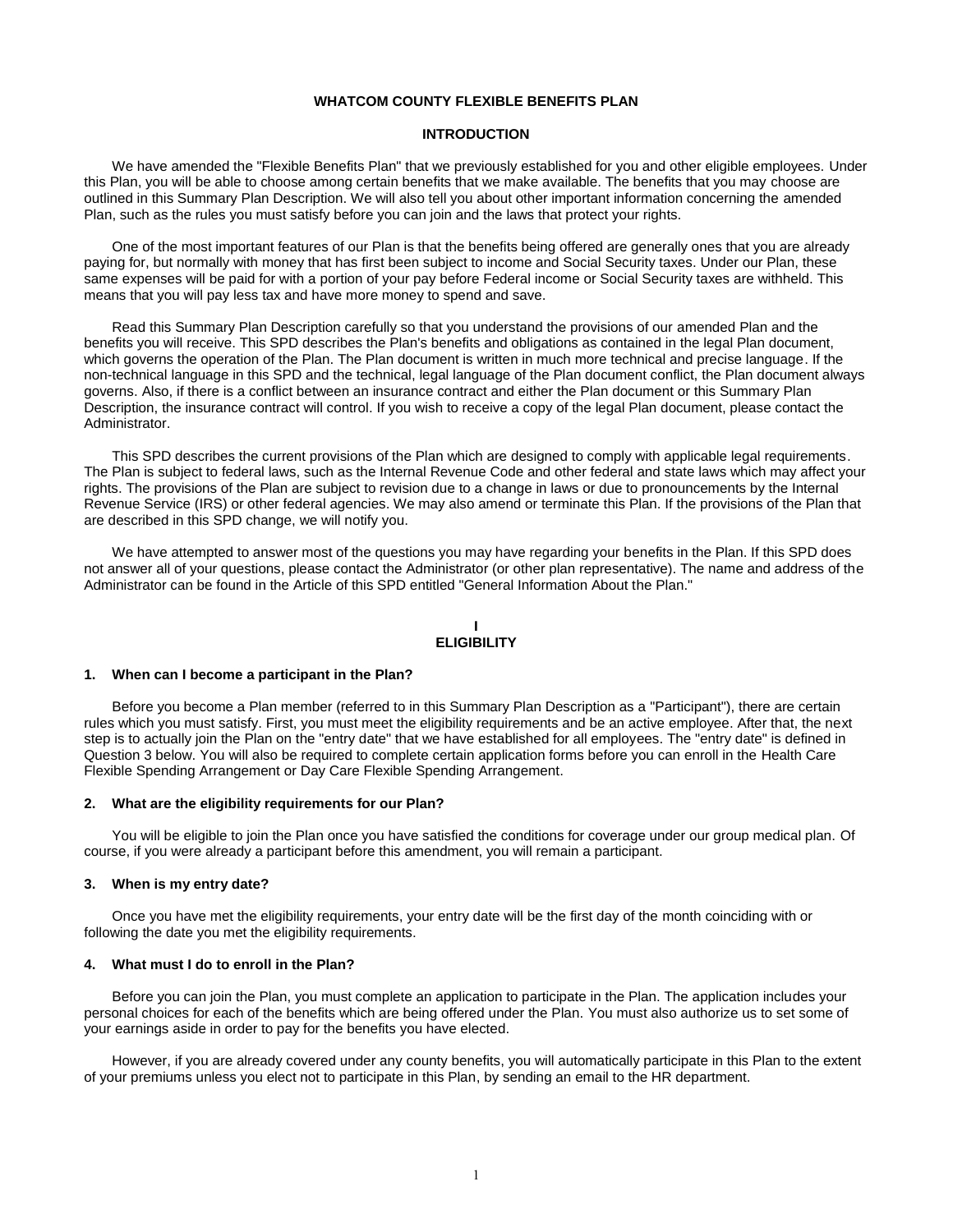# WHATCOM COUNTY FLEXIBLE BENEFITS PLAN

## INTRODUCTION

We have amended the "Flexible Benefits Plan" that we previously established for you and other eligible employees. Under this Plan, you will be able to choose among certain benefits that we make available. The benefits that you may choose are outlined in this Summary Plan Description. We will also tell you about other important information concerning the amended Plan, such as the rules you must satisfy before you can join and the laws that protect your rights.

One of the most important features of our Plan is that the benefits being offered are generally ones that you are already paying for, but normally with money that has first been subject to income and Social Security taxes. Under our Plan, these same expenses will be paid for with a portion of your pay before Federal income or Social Security taxes are withheld. This means that you will pay less tax and have more money to spend and save.

Read this Summary Plan Description carefully so that you understand the provisions of our amended Plan and the benefits you will receive. This SPD describes the Plan's benefits and obligations as contained in the legal Plan document, which governs the operation of the Plan. The Plan document is written in much more technical and precise language. If the non-technical language in this SPD and the technical, legal language of the Plan document conflict, the Plan document always governs. Also, if there is a conflict between an insurance contract and either the Plan document or this Summary Plan Description, the insurance contract will control. If you wish to receive a copy of the legal Plan document, please contact the Administrator.

This SPD describes the current provisions of the Plan which are designed to comply with applicable legal requirements. The Plan is subject to federal laws, such as the Internal Revenue Code and other federal and state laws which may affect your rights. The provisions of the Plan are subject to revision due to a change in laws or due to pronouncements by the Internal Revenue Service (IRS) or other federal agencies. We may also amend or terminate this Plan. If the provisions of the Plan that are described in this SPD change, we will notify you.

We have attempted to answer most of the questions you may have regarding your benefits in the Plan. If this SPD does not answer all of your questions, please contact the Administrator (or other plan representative). The name and address of the Administrator can be found in the Article of this SPD entitled "General Information About the Plan."

## I
## ELIGIBILITY

### 1. When can I become a participant in the Plan?

Before you become a Plan member (referred to in this Summary Plan Description as a "Participant"), there are certain rules which you must satisfy. First, you must meet the eligibility requirements and be an active employee. After that, the next step is to actually join the Plan on the "entry date" that we have established for all employees. The "entry date" is defined in Question 3 below. You will also be required to complete certain application forms before you can enroll in the Health Care Flexible Spending Arrangement or Day Care Flexible Spending Arrangement.

### 2. What are the eligibility requirements for our Plan?

You will be eligible to join the Plan once you have satisfied the conditions for coverage under our group medical plan. Of course, if you were already a participant before this amendment, you will remain a participant.

### 3. When is my entry date?

Once you have met the eligibility requirements, your entry date will be the first day of the month coinciding with or following the date you met the eligibility requirements.

### 4. What must I do to enroll in the Plan?

Before you can join the Plan, you must complete an application to participate in the Plan. The application includes your personal choices for each of the benefits which are being offered under the Plan. You must also authorize us to set some of your earnings aside in order to pay for the benefits you have elected.

However, if you are already covered under any county benefits, you will automatically participate in this Plan to the extent of your premiums unless you elect not to participate in this Plan, by sending an email to the HR department.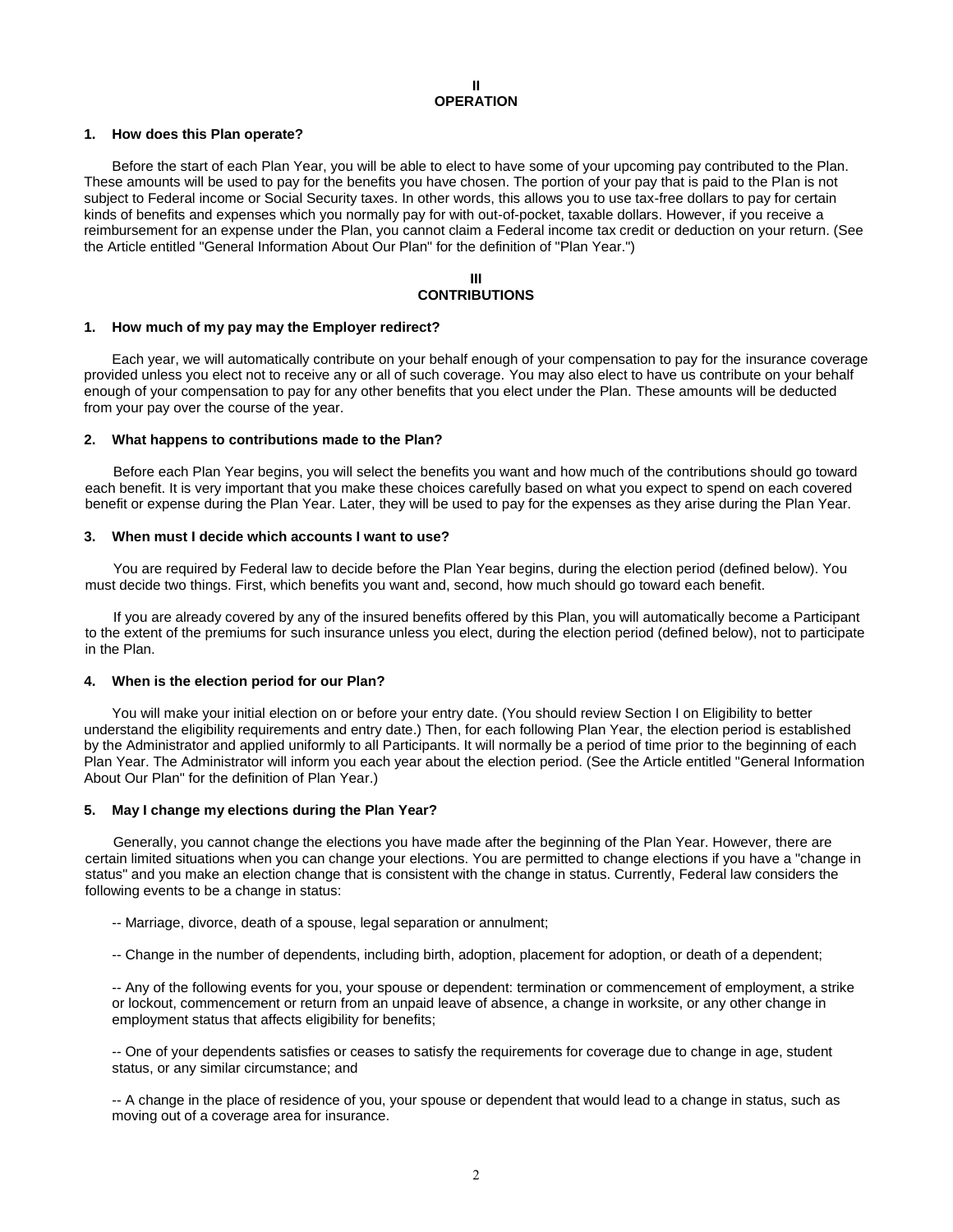## II
## OPERATION

### 1. How does this Plan operate?

Before the start of each Plan Year, you will be able to elect to have some of your upcoming pay contributed to the Plan. These amounts will be used to pay for the benefits you have chosen. The portion of your pay that is paid to the Plan is not subject to Federal income or Social Security taxes. In other words, this allows you to use tax-free dollars to pay for certain kinds of benefits and expenses which you normally pay for with out-of-pocket, taxable dollars. However, if you receive a reimbursement for an expense under the Plan, you cannot claim a Federal income tax credit or deduction on your return. (See the Article entitled "General Information About Our Plan" for the definition of "Plan Year.")

## III
## CONTRIBUTIONS

### 1. How much of my pay may the Employer redirect?

Each year, we will automatically contribute on your behalf enough of your compensation to pay for the insurance coverage provided unless you elect not to receive any or all of such coverage. You may also elect to have us contribute on your behalf enough of your compensation to pay for any other benefits that you elect under the Plan. These amounts will be deducted from your pay over the course of the year.

### 2. What happens to contributions made to the Plan?

Before each Plan Year begins, you will select the benefits you want and how much of the contributions should go toward each benefit. It is very important that you make these choices carefully based on what you expect to spend on each covered benefit or expense during the Plan Year. Later, they will be used to pay for the expenses as they arise during the Plan Year.

### 3. When must I decide which accounts I want to use?

You are required by Federal law to decide before the Plan Year begins, during the election period (defined below). You must decide two things. First, which benefits you want and, second, how much should go toward each benefit.

If you are already covered by any of the insured benefits offered by this Plan, you will automatically become a Participant to the extent of the premiums for such insurance unless you elect, during the election period (defined below), not to participate in the Plan.

### 4. When is the election period for our Plan?

You will make your initial election on or before your entry date. (You should review Section I on Eligibility to better understand the eligibility requirements and entry date.) Then, for each following Plan Year, the election period is established by the Administrator and applied uniformly to all Participants. It will normally be a period of time prior to the beginning of each Plan Year. The Administrator will inform you each year about the election period. (See the Article entitled "General Information About Our Plan" for the definition of Plan Year.)

### 5. May I change my elections during the Plan Year?

Generally, you cannot change the elections you have made after the beginning of the Plan Year. However, there are certain limited situations when you can change your elections. You are permitted to change elections if you have a "change in status" and you make an election change that is consistent with the change in status. Currently, Federal law considers the following events to be a change in status:

-- Marriage, divorce, death of a spouse, legal separation or annulment;

-- Change in the number of dependents, including birth, adoption, placement for adoption, or death of a dependent;

-- Any of the following events for you, your spouse or dependent: termination or commencement of employment, a strike or lockout, commencement or return from an unpaid leave of absence, a change in worksite, or any other change in employment status that affects eligibility for benefits;

-- One of your dependents satisfies or ceases to satisfy the requirements for coverage due to change in age, student status, or any similar circumstance; and

-- A change in the place of residence of you, your spouse or dependent that would lead to a change in status, such as moving out of a coverage area for insurance.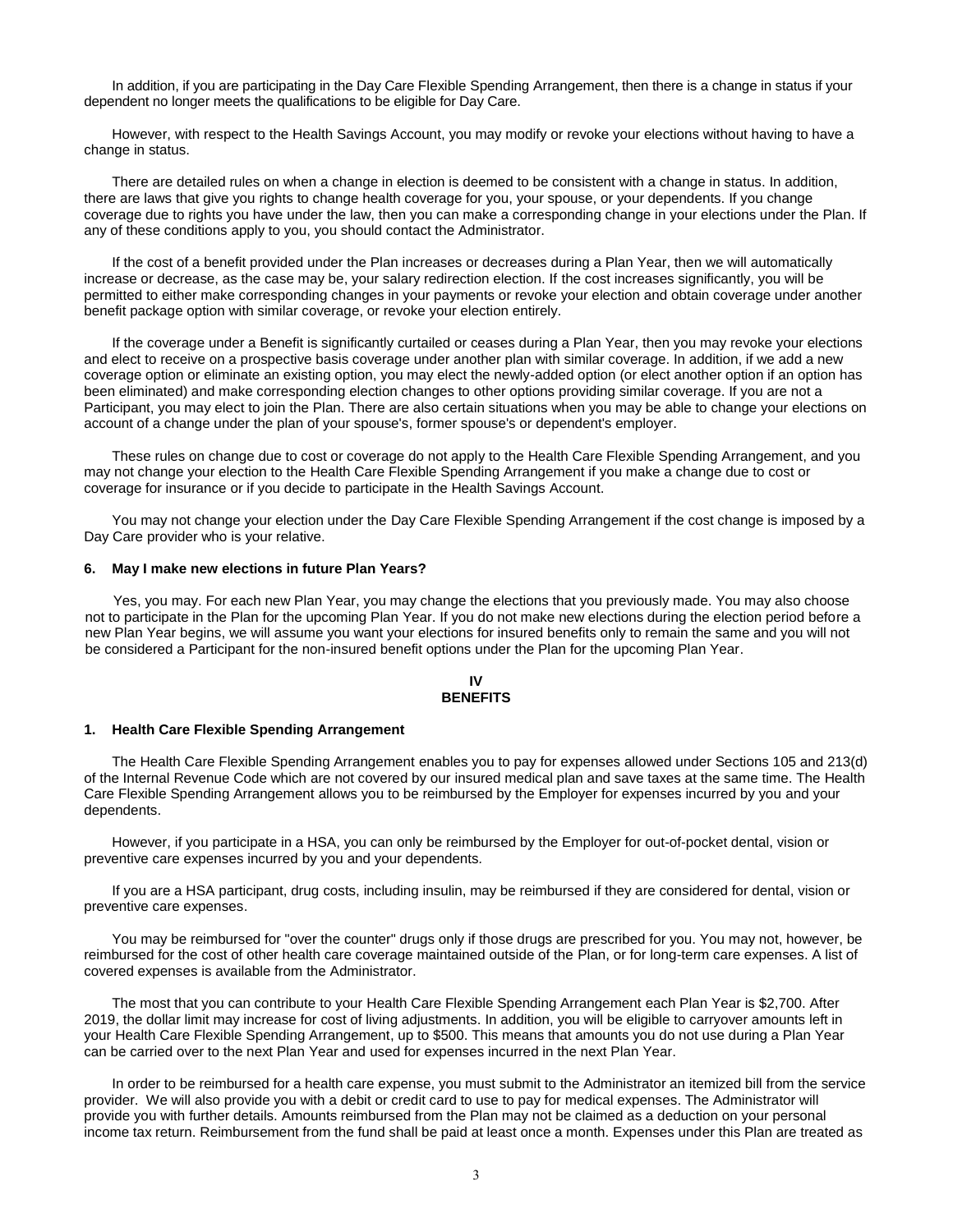In addition, if you are participating in the Day Care Flexible Spending Arrangement, then there is a change in status if your dependent no longer meets the qualifications to be eligible for Day Care.

However, with respect to the Health Savings Account, you may modify or revoke your elections without having to have a change in status.

There are detailed rules on when a change in election is deemed to be consistent with a change in status. In addition, there are laws that give you rights to change health coverage for you, your spouse, or your dependents. If you change coverage due to rights you have under the law, then you can make a corresponding change in your elections under the Plan. If any of these conditions apply to you, you should contact the Administrator.

If the cost of a benefit provided under the Plan increases or decreases during a Plan Year, then we will automatically increase or decrease, as the case may be, your salary redirection election. If the cost increases significantly, you will be permitted to either make corresponding changes in your payments or revoke your election and obtain coverage under another benefit package option with similar coverage, or revoke your election entirely.

If the coverage under a Benefit is significantly curtailed or ceases during a Plan Year, then you may revoke your elections and elect to receive on a prospective basis coverage under another plan with similar coverage. In addition, if we add a new coverage option or eliminate an existing option, you may elect the newly-added option (or elect another option if an option has been eliminated) and make corresponding election changes to other options providing similar coverage. If you are not a Participant, you may elect to join the Plan. There are also certain situations when you may be able to change your elections on account of a change under the plan of your spouse's, former spouse's or dependent's employer.

These rules on change due to cost or coverage do not apply to the Health Care Flexible Spending Arrangement, and you may not change your election to the Health Care Flexible Spending Arrangement if you make a change due to cost or coverage for insurance or if you decide to participate in the Health Savings Account.

You may not change your election under the Day Care Flexible Spending Arrangement if the cost change is imposed by a Day Care provider who is your relative.

### 6. May I make new elections in future Plan Years?

Yes, you may. For each new Plan Year, you may change the elections that you previously made. You may also choose not to participate in the Plan for the upcoming Plan Year. If you do not make new elections during the election period before a new Plan Year begins, we will assume you want your elections for insured benefits only to remain the same and you will not be considered a Participant for the non-insured benefit options under the Plan for the upcoming Plan Year.

## IV
## BENEFITS

### 1. Health Care Flexible Spending Arrangement

The Health Care Flexible Spending Arrangement enables you to pay for expenses allowed under Sections 105 and 213(d) of the Internal Revenue Code which are not covered by our insured medical plan and save taxes at the same time. The Health Care Flexible Spending Arrangement allows you to be reimbursed by the Employer for expenses incurred by you and your dependents.

However, if you participate in a HSA, you can only be reimbursed by the Employer for out-of-pocket dental, vision or preventive care expenses incurred by you and your dependents.

If you are a HSA participant, drug costs, including insulin, may be reimbursed if they are considered for dental, vision or preventive care expenses.

You may be reimbursed for "over the counter" drugs only if those drugs are prescribed for you. You may not, however, be reimbursed for the cost of other health care coverage maintained outside of the Plan, or for long-term care expenses. A list of covered expenses is available from the Administrator.

The most that you can contribute to your Health Care Flexible Spending Arrangement each Plan Year is $2,700. After 2019, the dollar limit may increase for cost of living adjustments. In addition, you will be eligible to carryover amounts left in your Health Care Flexible Spending Arrangement, up to $500. This means that amounts you do not use during a Plan Year can be carried over to the next Plan Year and used for expenses incurred in the next Plan Year.

In order to be reimbursed for a health care expense, you must submit to the Administrator an itemized bill from the service provider. We will also provide you with a debit or credit card to use to pay for medical expenses. The Administrator will provide you with further details. Amounts reimbursed from the Plan may not be claimed as a deduction on your personal income tax return. Reimbursement from the fund shall be paid at least once a month. Expenses under this Plan are treated as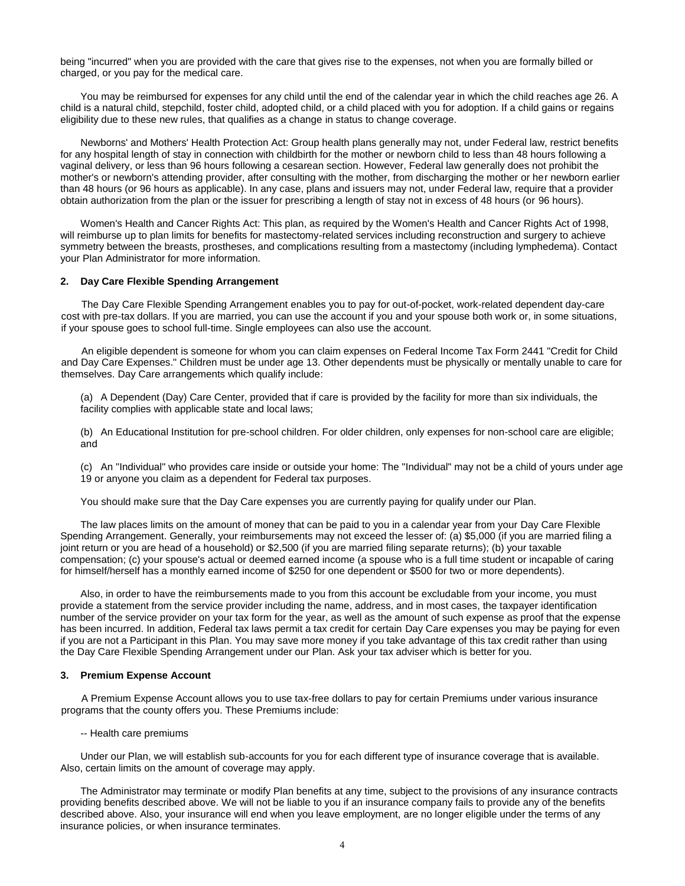being "incurred" when you are provided with the care that gives rise to the expenses, not when you are formally billed or charged, or you pay for the medical care.

You may be reimbursed for expenses for any child until the end of the calendar year in which the child reaches age 26. A child is a natural child, stepchild, foster child, adopted child, or a child placed with you for adoption. If a child gains or regains eligibility due to these new rules, that qualifies as a change in status to change coverage.

Newborns' and Mothers' Health Protection Act: Group health plans generally may not, under Federal law, restrict benefits for any hospital length of stay in connection with childbirth for the mother or newborn child to less than 48 hours following a vaginal delivery, or less than 96 hours following a cesarean section. However, Federal law generally does not prohibit the mother's or newborn's attending provider, after consulting with the mother, from discharging the mother or her newborn earlier than 48 hours (or 96 hours as applicable). In any case, plans and issuers may not, under Federal law, require that a provider obtain authorization from the plan or the issuer for prescribing a length of stay not in excess of 48 hours (or 96 hours).

Women's Health and Cancer Rights Act: This plan, as required by the Women's Health and Cancer Rights Act of 1998, will reimburse up to plan limits for benefits for mastectomy-related services including reconstruction and surgery to achieve symmetry between the breasts, prostheses, and complications resulting from a mastectomy (including lymphedema). Contact your Plan Administrator for more information.

### 2. Day Care Flexible Spending Arrangement

The Day Care Flexible Spending Arrangement enables you to pay for out-of-pocket, work-related dependent day-care cost with pre-tax dollars. If you are married, you can use the account if you and your spouse both work or, in some situations, if your spouse goes to school full-time. Single employees can also use the account.

An eligible dependent is someone for whom you can claim expenses on Federal Income Tax Form 2441 "Credit for Child and Day Care Expenses." Children must be under age 13. Other dependents must be physically or mentally unable to care for themselves. Day Care arrangements which qualify include:

(a) A Dependent (Day) Care Center, provided that if care is provided by the facility for more than six individuals, the facility complies with applicable state and local laws;

(b) An Educational Institution for pre-school children. For older children, only expenses for non-school care are eligible; and

(c) An "Individual" who provides care inside or outside your home: The "Individual" may not be a child of yours under age 19 or anyone you claim as a dependent for Federal tax purposes.

You should make sure that the Day Care expenses you are currently paying for qualify under our Plan.

The law places limits on the amount of money that can be paid to you in a calendar year from your Day Care Flexible Spending Arrangement. Generally, your reimbursements may not exceed the lesser of: (a) $5,000 (if you are married filing a joint return or you are head of a household) or $2,500 (if you are married filing separate returns); (b) your taxable compensation; (c) your spouse's actual or deemed earned income (a spouse who is a full time student or incapable of caring for himself/herself has a monthly earned income of $250 for one dependent or $500 for two or more dependents).

Also, in order to have the reimbursements made to you from this account be excludable from your income, you must provide a statement from the service provider including the name, address, and in most cases, the taxpayer identification number of the service provider on your tax form for the year, as well as the amount of such expense as proof that the expense has been incurred. In addition, Federal tax laws permit a tax credit for certain Day Care expenses you may be paying for even if you are not a Participant in this Plan. You may save more money if you take advantage of this tax credit rather than using the Day Care Flexible Spending Arrangement under our Plan. Ask your tax adviser which is better for you.

### 3. Premium Expense Account

A Premium Expense Account allows you to use tax-free dollars to pay for certain Premiums under various insurance programs that the county offers you. These Premiums include:

-- Health care premiums

Under our Plan, we will establish sub-accounts for you for each different type of insurance coverage that is available. Also, certain limits on the amount of coverage may apply.

The Administrator may terminate or modify Plan benefits at any time, subject to the provisions of any insurance contracts providing benefits described above. We will not be liable to you if an insurance company fails to provide any of the benefits described above. Also, your insurance will end when you leave employment, are no longer eligible under the terms of any insurance policies, or when insurance terminates.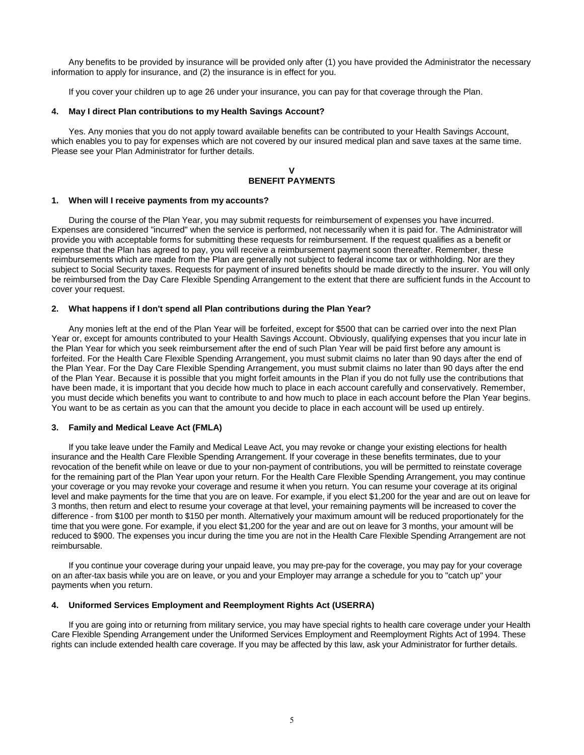Any benefits to be provided by insurance will be provided only after (1) you have provided the Administrator the necessary information to apply for insurance, and (2) the insurance is in effect for you.

If you cover your children up to age 26 under your insurance, you can pay for that coverage through the Plan.

#### 4. May I direct Plan contributions to my Health Savings Account?

Yes. Any monies that you do not apply toward available benefits can be contributed to your Health Savings Account, which enables you to pay for expenses which are not covered by our insured medical plan and save taxes at the same time. Please see your Plan Administrator for further details.

## V
## BENEFIT PAYMENTS

#### 1. When will I receive payments from my accounts?

During the course of the Plan Year, you may submit requests for reimbursement of expenses you have incurred. Expenses are considered "incurred" when the service is performed, not necessarily when it is paid for. The Administrator will provide you with acceptable forms for submitting these requests for reimbursement. If the request qualifies as a benefit or expense that the Plan has agreed to pay, you will receive a reimbursement payment soon thereafter. Remember, these reimbursements which are made from the Plan are generally not subject to federal income tax or withholding. Nor are they subject to Social Security taxes. Requests for payment of insured benefits should be made directly to the insurer. You will only be reimbursed from the Day Care Flexible Spending Arrangement to the extent that there are sufficient funds in the Account to cover your request.

#### 2. What happens if I don't spend all Plan contributions during the Plan Year?

Any monies left at the end of the Plan Year will be forfeited, except for $500 that can be carried over into the next Plan Year or, except for amounts contributed to your Health Savings Account. Obviously, qualifying expenses that you incur late in the Plan Year for which you seek reimbursement after the end of such Plan Year will be paid first before any amount is forfeited. For the Health Care Flexible Spending Arrangement, you must submit claims no later than 90 days after the end of the Plan Year. For the Day Care Flexible Spending Arrangement, you must submit claims no later than 90 days after the end of the Plan Year. Because it is possible that you might forfeit amounts in the Plan if you do not fully use the contributions that have been made, it is important that you decide how much to place in each account carefully and conservatively. Remember, you must decide which benefits you want to contribute to and how much to place in each account before the Plan Year begins. You want to be as certain as you can that the amount you decide to place in each account will be used up entirely.

#### 3. Family and Medical Leave Act (FMLA)

If you take leave under the Family and Medical Leave Act, you may revoke or change your existing elections for health insurance and the Health Care Flexible Spending Arrangement. If your coverage in these benefits terminates, due to your revocation of the benefit while on leave or due to your non-payment of contributions, you will be permitted to reinstate coverage for the remaining part of the Plan Year upon your return. For the Health Care Flexible Spending Arrangement, you may continue your coverage or you may revoke your coverage and resume it when you return. You can resume your coverage at its original level and make payments for the time that you are on leave. For example, if you elect $1,200 for the year and are out on leave for 3 months, then return and elect to resume your coverage at that level, your remaining payments will be increased to cover the difference - from $100 per month to $150 per month. Alternatively your maximum amount will be reduced proportionately for the time that you were gone. For example, if you elect $1,200 for the year and are out on leave for 3 months, your amount will be reduced to $900. The expenses you incur during the time you are not in the Health Care Flexible Spending Arrangement are not reimbursable.

If you continue your coverage during your unpaid leave, you may pre-pay for the coverage, you may pay for your coverage on an after-tax basis while you are on leave, or you and your Employer may arrange a schedule for you to "catch up" your payments when you return.

#### 4. Uniformed Services Employment and Reemployment Rights Act (USERRA)

If you are going into or returning from military service, you may have special rights to health care coverage under your Health Care Flexible Spending Arrangement under the Uniformed Services Employment and Reemployment Rights Act of 1994. These rights can include extended health care coverage. If you may be affected by this law, ask your Administrator for further details.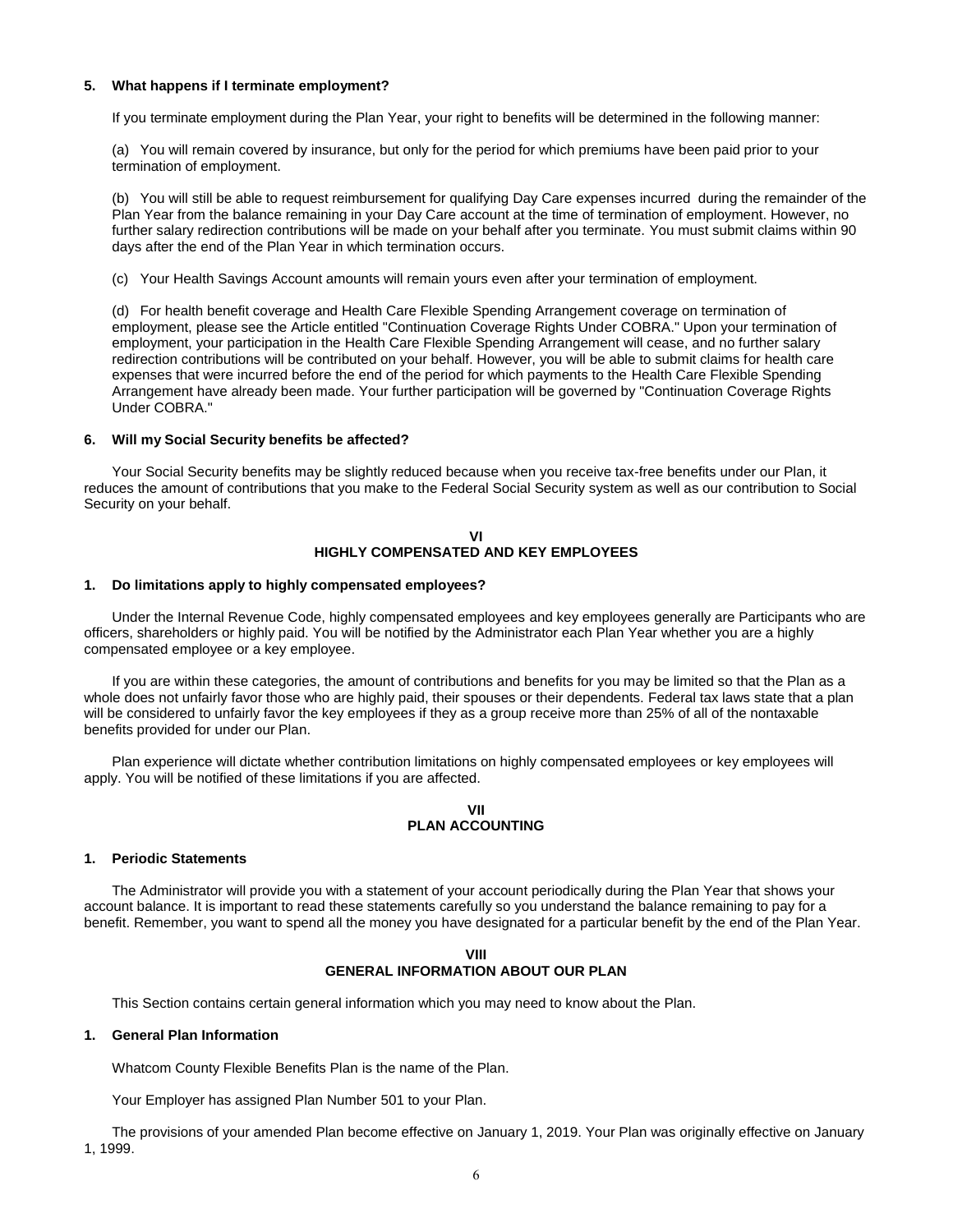#### 5. What happens if I terminate employment?

If you terminate employment during the Plan Year, your right to benefits will be determined in the following manner:

(a) You will remain covered by insurance, but only for the period for which premiums have been paid prior to your termination of employment.

(b) You will still be able to request reimbursement for qualifying Day Care expenses incurred during the remainder of the Plan Year from the balance remaining in your Day Care account at the time of termination of employment. However, no further salary redirection contributions will be made on your behalf after you terminate. You must submit claims within 90 days after the end of the Plan Year in which termination occurs.

(c) Your Health Savings Account amounts will remain yours even after your termination of employment.

(d) For health benefit coverage and Health Care Flexible Spending Arrangement coverage on termination of employment, please see the Article entitled "Continuation Coverage Rights Under COBRA." Upon your termination of employment, your participation in the Health Care Flexible Spending Arrangement will cease, and no further salary redirection contributions will be contributed on your behalf. However, you will be able to submit claims for health care expenses that were incurred before the end of the period for which payments to the Health Care Flexible Spending Arrangement have already been made. Your further participation will be governed by "Continuation Coverage Rights Under COBRA."

#### 6. Will my Social Security benefits be affected?

Your Social Security benefits may be slightly reduced because when you receive tax-free benefits under our Plan, it reduces the amount of contributions that you make to the Federal Social Security system as well as our contribution to Social Security on your behalf.

## VI
## HIGHLY COMPENSATED AND KEY EMPLOYEES

#### 1. Do limitations apply to highly compensated employees?

Under the Internal Revenue Code, highly compensated employees and key employees generally are Participants who are officers, shareholders or highly paid. You will be notified by the Administrator each Plan Year whether you are a highly compensated employee or a key employee.

If you are within these categories, the amount of contributions and benefits for you may be limited so that the Plan as a whole does not unfairly favor those who are highly paid, their spouses or their dependents. Federal tax laws state that a plan will be considered to unfairly favor the key employees if they as a group receive more than 25% of all of the nontaxable benefits provided for under our Plan.

Plan experience will dictate whether contribution limitations on highly compensated employees or key employees will apply. You will be notified of these limitations if you are affected.

## VII
## PLAN ACCOUNTING

#### 1. Periodic Statements

The Administrator will provide you with a statement of your account periodically during the Plan Year that shows your account balance. It is important to read these statements carefully so you understand the balance remaining to pay for a benefit. Remember, you want to spend all the money you have designated for a particular benefit by the end of the Plan Year.

## VIII
## GENERAL INFORMATION ABOUT OUR PLAN

This Section contains certain general information which you may need to know about the Plan.

#### 1. General Plan Information

Whatcom County Flexible Benefits Plan is the name of the Plan.

Your Employer has assigned Plan Number 501 to your Plan.

The provisions of your amended Plan become effective on January 1, 2019. Your Plan was originally effective on January 1, 1999.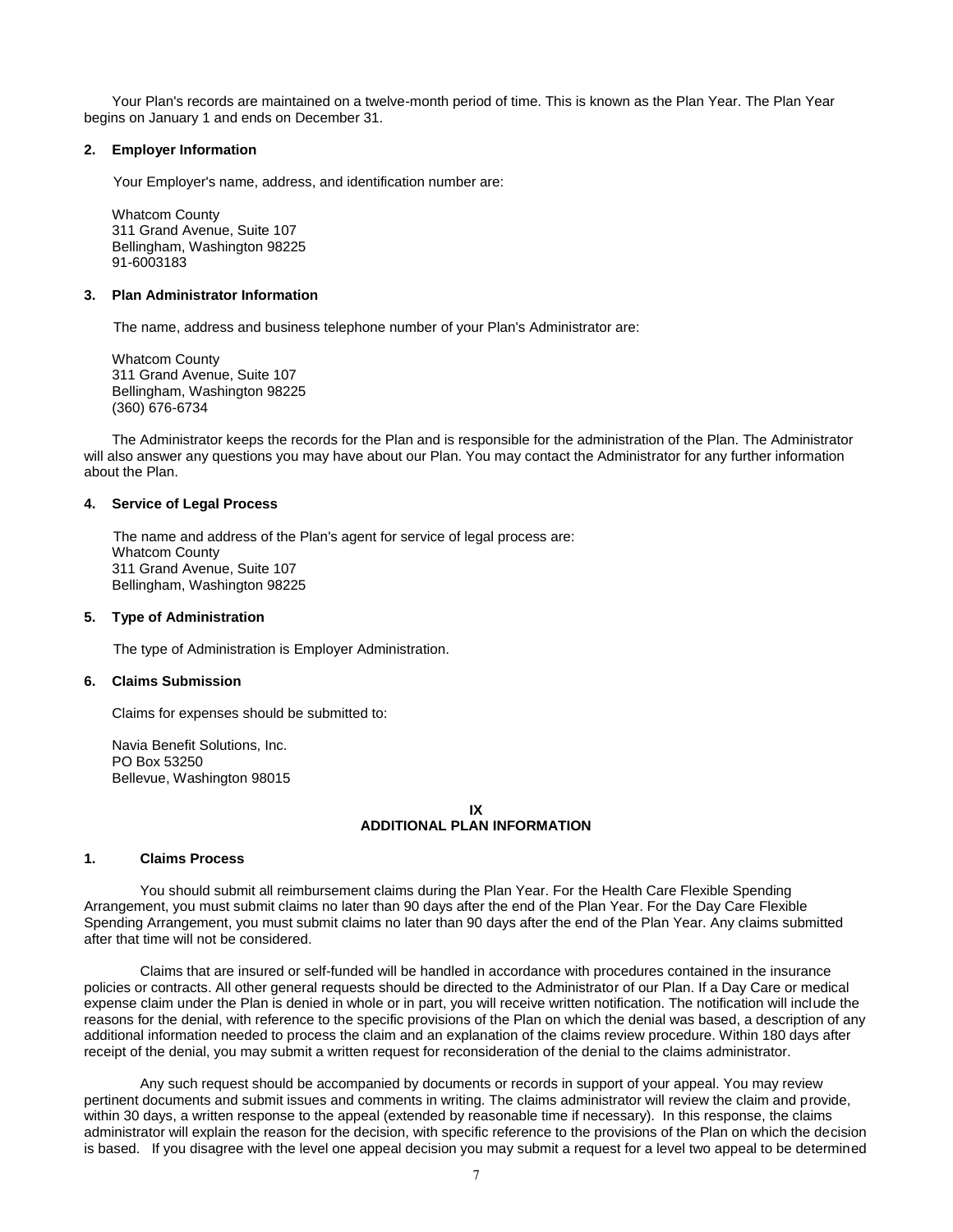Your Plan's records are maintained on a twelve-month period of time. This is known as the Plan Year. The Plan Year begins on January 1 and ends on December 31.

### 2. Employer Information

Your Employer's name, address, and identification number are:

Whatcom County  
311 Grand Avenue, Suite 107  
Bellingham, Washington 98225  
91-6003183

### 3. Plan Administrator Information

The name, address and business telephone number of your Plan's Administrator are:

Whatcom County  
311 Grand Avenue, Suite 107  
Bellingham, Washington 98225  
(360) 676-6734

The Administrator keeps the records for the Plan and is responsible for the administration of the Plan. The Administrator will also answer any questions you may have about our Plan. You may contact the Administrator for any further information about the Plan.

### 4. Service of Legal Process

The name and address of the Plan's agent for service of legal process are:  
Whatcom County  
311 Grand Avenue, Suite 107  
Bellingham, Washington 98225

### 5. Type of Administration

The type of Administration is Employer Administration.

### 6. Claims Submission

Claims for expenses should be submitted to:

Navia Benefit Solutions, Inc.  
PO Box 53250  
Bellevue, Washington 98015

## IX
## ADDITIONAL PLAN INFORMATION

### 1. Claims Process

You should submit all reimbursement claims during the Plan Year. For the Health Care Flexible Spending Arrangement, you must submit claims no later than 90 days after the end of the Plan Year. For the Day Care Flexible Spending Arrangement, you must submit claims no later than 90 days after the end of the Plan Year. Any claims submitted after that time will not be considered.

Claims that are insured or self-funded will be handled in accordance with procedures contained in the insurance policies or contracts. All other general requests should be directed to the Administrator of our Plan. If a Day Care or medical expense claim under the Plan is denied in whole or in part, you will receive written notification. The notification will include the reasons for the denial, with reference to the specific provisions of the Plan on which the denial was based, a description of any additional information needed to process the claim and an explanation of the claims review procedure. Within 180 days after receipt of the denial, you may submit a written request for reconsideration of the denial to the claims administrator.

Any such request should be accompanied by documents or records in support of your appeal. You may review pertinent documents and submit issues and comments in writing. The claims administrator will review the claim and provide, within 30 days, a written response to the appeal (extended by reasonable time if necessary). In this response, the claims administrator will explain the reason for the decision, with specific reference to the provisions of the Plan on which the decision is based. If you disagree with the level one appeal decision you may submit a request for a level two appeal to be determined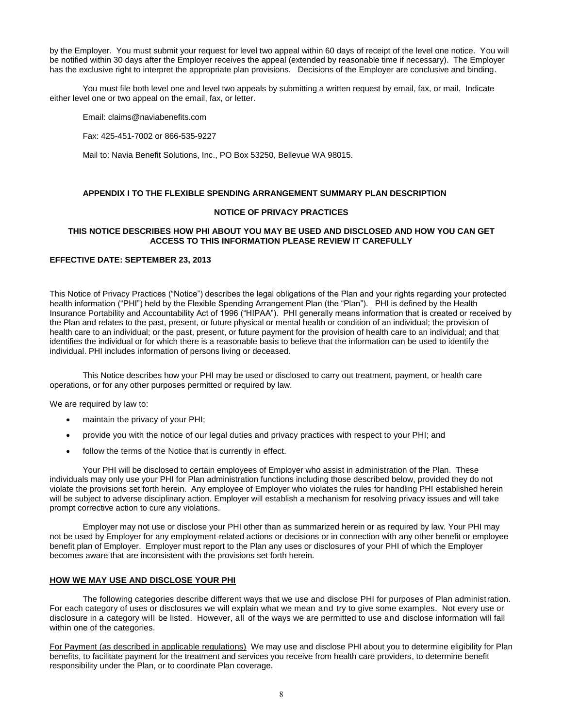by the Employer. You must submit your request for level two appeal within 60 days of receipt of the level one notice. You will be notified within 30 days after the Employer receives the appeal (extended by reasonable time if necessary). The Employer has the exclusive right to interpret the appropriate plan provisions. Decisions of the Employer are conclusive and binding.

You must file both level one and level two appeals by submitting a written request by email, fax, or mail. Indicate either level one or two appeal on the email, fax, or letter.

Email: claims@naviabenefits.com

Fax: 425-451-7002 or 866-535-9227

Mail to: Navia Benefit Solutions, Inc., PO Box 53250, Bellevue WA 98015.

## APPENDIX I TO THE FLEXIBLE SPENDING ARRANGEMENT SUMMARY PLAN DESCRIPTION

## NOTICE OF PRIVACY PRACTICES

**THIS NOTICE DESCRIBES HOW PHI ABOUT YOU MAY BE USED AND DISCLOSED AND HOW YOU CAN GET ACCESS TO THIS INFORMATION PLEASE REVIEW IT CAREFULLY**

**EFFECTIVE DATE: SEPTEMBER 23, 2013**

This Notice of Privacy Practices ("Notice") describes the legal obligations of the Plan and your rights regarding your protected health information ("PHI") held by the Flexible Spending Arrangement Plan (the "Plan"). PHI is defined by the Health Insurance Portability and Accountability Act of 1996 ("HIPAA"). PHI generally means information that is created or received by the Plan and relates to the past, present, or future physical or mental health or condition of an individual; the provision of health care to an individual; or the past, present, or future payment for the provision of health care to an individual; and that identifies the individual or for which there is a reasonable basis to believe that the information can be used to identify the individual. PHI includes information of persons living or deceased.

This Notice describes how your PHI may be used or disclosed to carry out treatment, payment, or health care operations, or for any other purposes permitted or required by law.

We are required by law to:

- maintain the privacy of your PHI;
- provide you with the notice of our legal duties and privacy practices with respect to your PHI; and
- follow the terms of the Notice that is currently in effect.

Your PHI will be disclosed to certain employees of Employer who assist in administration of the Plan. These individuals may only use your PHI for Plan administration functions including those described below, provided they do not violate the provisions set forth herein. Any employee of Employer who violates the rules for handling PHI established herein will be subject to adverse disciplinary action. Employer will establish a mechanism for resolving privacy issues and will take prompt corrective action to cure any violations.

Employer may not use or disclose your PHI other than as summarized herein or as required by law. Your PHI may not be used by Employer for any employment-related actions or decisions or in connection with any other benefit or employee benefit plan of Employer. Employer must report to the Plan any uses or disclosures of your PHI of which the Employer becomes aware that are inconsistent with the provisions set forth herein.

### HOW WE MAY USE AND DISCLOSE YOUR PHI

The following categories describe different ways that we use and disclose PHI for purposes of Plan administration. For each category of uses or disclosures we will explain what we mean and try to give some examples. Not every use or disclosure in a category will be listed. However, all of the ways we are permitted to use and disclose information will fall within one of the categories.

For Payment (as described in applicable regulations) We may use and disclose PHI about you to determine eligibility for Plan benefits, to facilitate payment for the treatment and services you receive from health care providers, to determine benefit responsibility under the Plan, or to coordinate Plan coverage.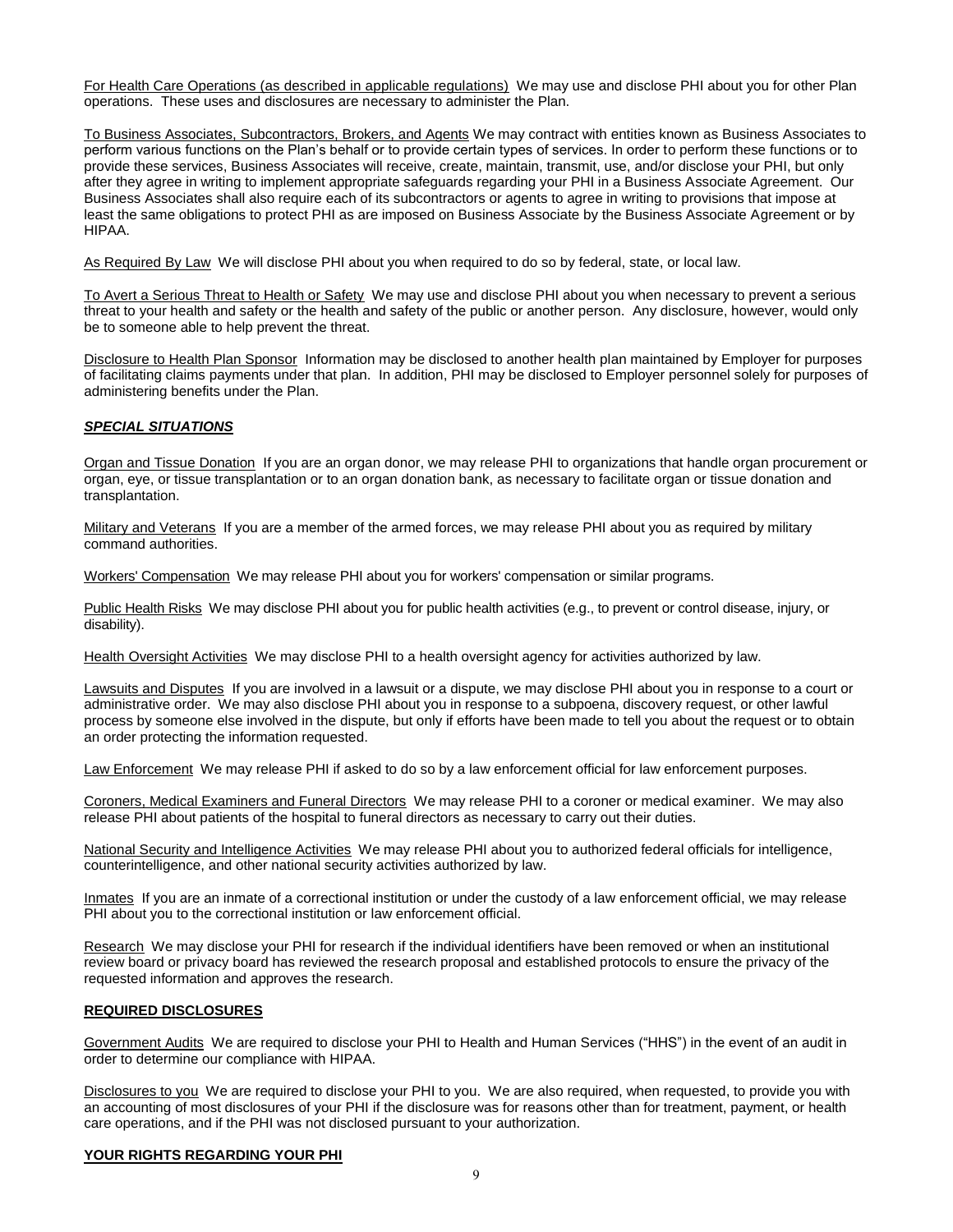For Health Care Operations (as described in applicable regulations) We may use and disclose PHI about you for other Plan operations. These uses and disclosures are necessary to administer the Plan.

To Business Associates, Subcontractors, Brokers, and Agents We may contract with entities known as Business Associates to perform various functions on the Plan's behalf or to provide certain types of services. In order to perform these functions or to provide these services, Business Associates will receive, create, maintain, transmit, use, and/or disclose your PHI, but only after they agree in writing to implement appropriate safeguards regarding your PHI in a Business Associate Agreement. Our Business Associates shall also require each of its subcontractors or agents to agree in writing to provisions that impose at least the same obligations to protect PHI as are imposed on Business Associate by the Business Associate Agreement or by HIPAA.

As Required By Law We will disclose PHI about you when required to do so by federal, state, or local law.

To Avert a Serious Threat to Health or Safety We may use and disclose PHI about you when necessary to prevent a serious threat to your health and safety or the health and safety of the public or another person. Any disclosure, however, would only be to someone able to help prevent the threat.

Disclosure to Health Plan Sponsor Information may be disclosed to another health plan maintained by Employer for purposes of facilitating claims payments under that plan. In addition, PHI may be disclosed to Employer personnel solely for purposes of administering benefits under the Plan.

***SPECIAL SITUATIONS***

Organ and Tissue Donation If you are an organ donor, we may release PHI to organizations that handle organ procurement or organ, eye, or tissue transplantation or to an organ donation bank, as necessary to facilitate organ or tissue donation and transplantation.

Military and Veterans If you are a member of the armed forces, we may release PHI about you as required by military command authorities.

Workers' Compensation We may release PHI about you for workers' compensation or similar programs.

Public Health Risks We may disclose PHI about you for public health activities (e.g., to prevent or control disease, injury, or disability).

Health Oversight Activities We may disclose PHI to a health oversight agency for activities authorized by law.

Lawsuits and Disputes If you are involved in a lawsuit or a dispute, we may disclose PHI about you in response to a court or administrative order. We may also disclose PHI about you in response to a subpoena, discovery request, or other lawful process by someone else involved in the dispute, but only if efforts have been made to tell you about the request or to obtain an order protecting the information requested.

Law Enforcement We may release PHI if asked to do so by a law enforcement official for law enforcement purposes.

Coroners, Medical Examiners and Funeral Directors We may release PHI to a coroner or medical examiner. We may also release PHI about patients of the hospital to funeral directors as necessary to carry out their duties.

National Security and Intelligence Activities We may release PHI about you to authorized federal officials for intelligence, counterintelligence, and other national security activities authorized by law.

Inmates If you are an inmate of a correctional institution or under the custody of a law enforcement official, we may release PHI about you to the correctional institution or law enforcement official.

Research We may disclose your PHI for research if the individual identifiers have been removed or when an institutional review board or privacy board has reviewed the research proposal and established protocols to ensure the privacy of the requested information and approves the research.

**REQUIRED DISCLOSURES**

Government Audits We are required to disclose your PHI to Health and Human Services ("HHS") in the event of an audit in order to determine our compliance with HIPAA.

Disclosures to you We are required to disclose your PHI to you. We are also required, when requested, to provide you with an accounting of most disclosures of your PHI if the disclosure was for reasons other than for treatment, payment, or health care operations, and if the PHI was not disclosed pursuant to your authorization.

**YOUR RIGHTS REGARDING YOUR PHI**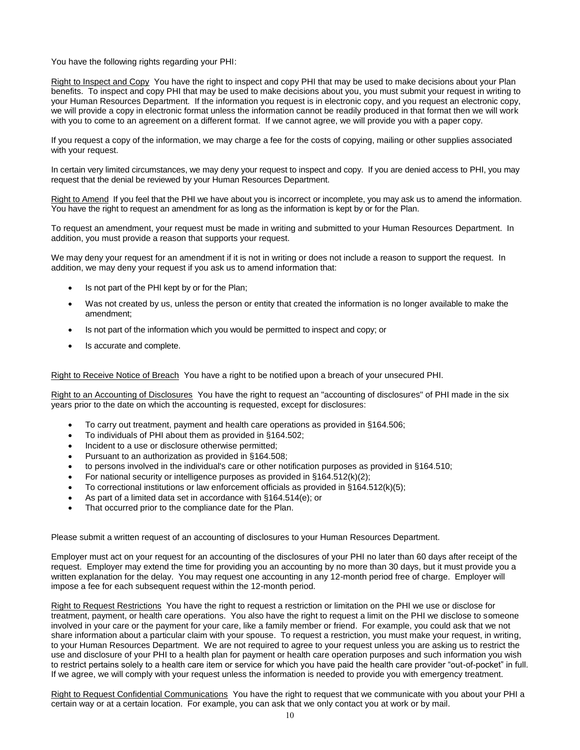You have the following rights regarding your PHI:

Right to Inspect and Copy You have the right to inspect and copy PHI that may be used to make decisions about your Plan benefits. To inspect and copy PHI that may be used to make decisions about you, you must submit your request in writing to your Human Resources Department. If the information you request is in electronic copy, and you request an electronic copy, we will provide a copy in electronic format unless the information cannot be readily produced in that format then we will work with you to come to an agreement on a different format. If we cannot agree, we will provide you with a paper copy.

If you request a copy of the information, we may charge a fee for the costs of copying, mailing or other supplies associated with your request.

In certain very limited circumstances, we may deny your request to inspect and copy. If you are denied access to PHI, you may request that the denial be reviewed by your Human Resources Department.

Right to Amend If you feel that the PHI we have about you is incorrect or incomplete, you may ask us to amend the information. You have the right to request an amendment for as long as the information is kept by or for the Plan.

To request an amendment, your request must be made in writing and submitted to your Human Resources Department. In addition, you must provide a reason that supports your request.

We may deny your request for an amendment if it is not in writing or does not include a reason to support the request. In addition, we may deny your request if you ask us to amend information that:

- Is not part of the PHI kept by or for the Plan;
- Was not created by us, unless the person or entity that created the information is no longer available to make the amendment;
- Is not part of the information which you would be permitted to inspect and copy; or
- Is accurate and complete.

Right to Receive Notice of Breach You have a right to be notified upon a breach of your unsecured PHI.

Right to an Accounting of Disclosures You have the right to request an "accounting of disclosures" of PHI made in the six years prior to the date on which the accounting is requested, except for disclosures:

- To carry out treatment, payment and health care operations as provided in §164.506;
- To individuals of PHI about them as provided in §164.502;
- Incident to a use or disclosure otherwise permitted;
- Pursuant to an authorization as provided in §164.508;
- to persons involved in the individual's care or other notification purposes as provided in §164.510;
- For national security or intelligence purposes as provided in §164.512(k)(2);
- To correctional institutions or law enforcement officials as provided in §164.512(k)(5);
- As part of a limited data set in accordance with §164.514(e); or
- That occurred prior to the compliance date for the Plan.

Please submit a written request of an accounting of disclosures to your Human Resources Department.

Employer must act on your request for an accounting of the disclosures of your PHI no later than 60 days after receipt of the request. Employer may extend the time for providing you an accounting by no more than 30 days, but it must provide you a written explanation for the delay. You may request one accounting in any 12-month period free of charge. Employer will impose a fee for each subsequent request within the 12-month period.

Right to Request Restrictions You have the right to request a restriction or limitation on the PHI we use or disclose for treatment, payment, or health care operations. You also have the right to request a limit on the PHI we disclose to someone involved in your care or the payment for your care, like a family member or friend. For example, you could ask that we not share information about a particular claim with your spouse. To request a restriction, you must make your request, in writing, to your Human Resources Department. We are not required to agree to your request unless you are asking us to restrict the use and disclosure of your PHI to a health plan for payment or health care operation purposes and such information you wish to restrict pertains solely to a health care item or service for which you have paid the health care provider "out-of-pocket" in full. If we agree, we will comply with your request unless the information is needed to provide you with emergency treatment.

Right to Request Confidential Communications You have the right to request that we communicate with you about your PHI a certain way or at a certain location. For example, you can ask that we only contact you at work or by mail.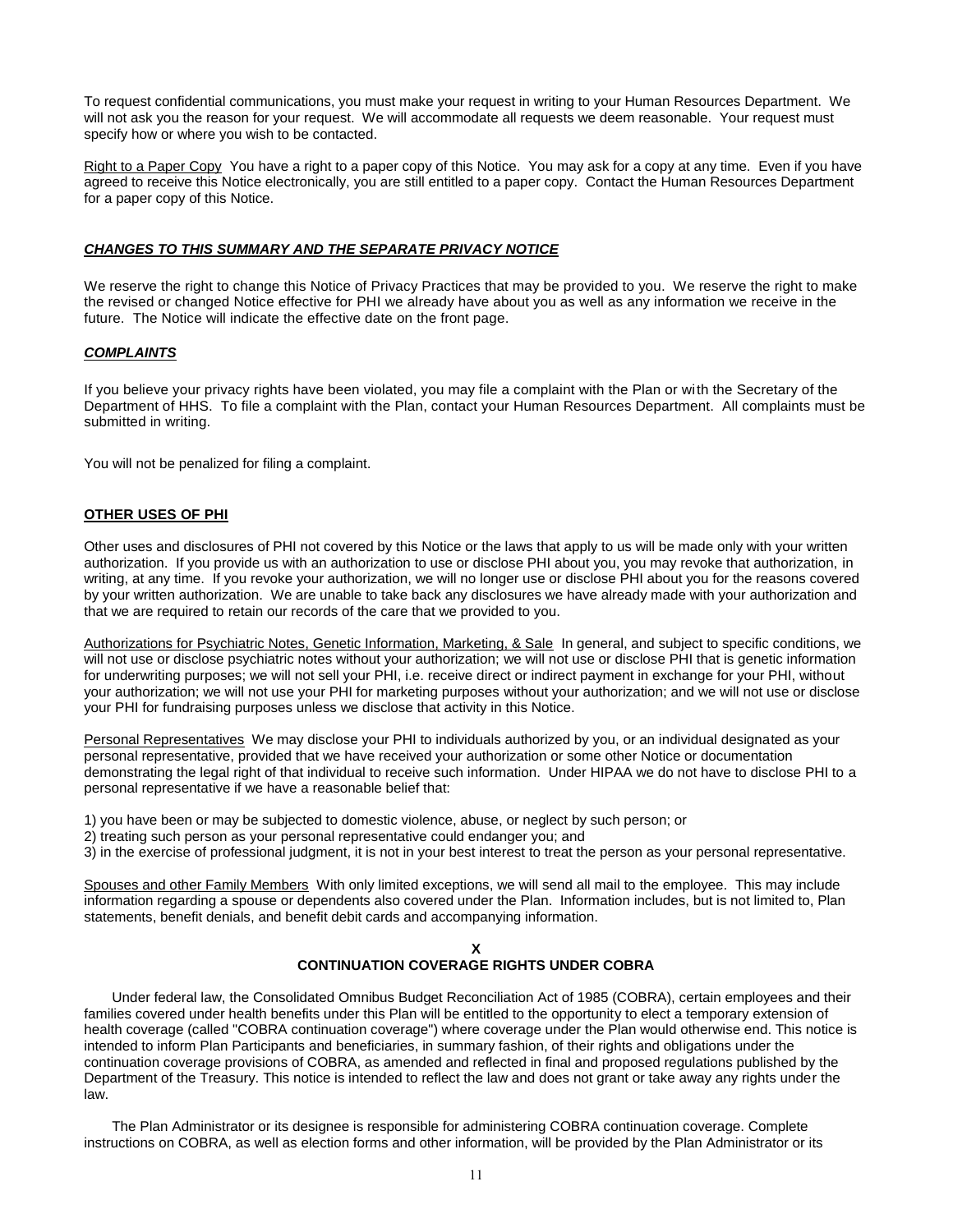To request confidential communications, you must make your request in writing to your Human Resources Department. We will not ask you the reason for your request. We will accommodate all requests we deem reasonable. Your request must specify how or where you wish to be contacted.

Right to a Paper Copy You have a right to a paper copy of this Notice. You may ask for a copy at any time. Even if you have agreed to receive this Notice electronically, you are still entitled to a paper copy. Contact the Human Resources Department for a paper copy of this Notice.

***CHANGES TO THIS SUMMARY AND THE SEPARATE PRIVACY NOTICE***

We reserve the right to change this Notice of Privacy Practices that may be provided to you. We reserve the right to make the revised or changed Notice effective for PHI we already have about you as well as any information we receive in the future. The Notice will indicate the effective date on the front page.

***COMPLAINTS***

If you believe your privacy rights have been violated, you may file a complaint with the Plan or with the Secretary of the Department of HHS. To file a complaint with the Plan, contact your Human Resources Department. All complaints must be submitted in writing.

You will not be penalized for filing a complaint.

**OTHER USES OF PHI**

Other uses and disclosures of PHI not covered by this Notice or the laws that apply to us will be made only with your written authorization. If you provide us with an authorization to use or disclose PHI about you, you may revoke that authorization, in writing, at any time. If you revoke your authorization, we will no longer use or disclose PHI about you for the reasons covered by your written authorization. We are unable to take back any disclosures we have already made with your authorization and that we are required to retain our records of the care that we provided to you.

Authorizations for Psychiatric Notes, Genetic Information, Marketing, & Sale In general, and subject to specific conditions, we will not use or disclose psychiatric notes without your authorization; we will not use or disclose PHI that is genetic information for underwriting purposes; we will not sell your PHI, i.e. receive direct or indirect payment in exchange for your PHI, without your authorization; we will not use your PHI for marketing purposes without your authorization; and we will not use or disclose your PHI for fundraising purposes unless we disclose that activity in this Notice.

Personal Representatives We may disclose your PHI to individuals authorized by you, or an individual designated as your personal representative, provided that we have received your authorization or some other Notice or documentation demonstrating the legal right of that individual to receive such information. Under HIPAA we do not have to disclose PHI to a personal representative if we have a reasonable belief that:

1) you have been or may be subjected to domestic violence, abuse, or neglect by such person; or
2) treating such person as your personal representative could endanger you; and
3) in the exercise of professional judgment, it is not in your best interest to treat the person as your personal representative.

Spouses and other Family Members With only limited exceptions, we will send all mail to the employee. This may include information regarding a spouse or dependents also covered under the Plan. Information includes, but is not limited to, Plan statements, benefit denials, and benefit debit cards and accompanying information.

## X
## CONTINUATION COVERAGE RIGHTS UNDER COBRA

Under federal law, the Consolidated Omnibus Budget Reconciliation Act of 1985 (COBRA), certain employees and their families covered under health benefits under this Plan will be entitled to the opportunity to elect a temporary extension of health coverage (called "COBRA continuation coverage") where coverage under the Plan would otherwise end. This notice is intended to inform Plan Participants and beneficiaries, in summary fashion, of their rights and obligations under the continuation coverage provisions of COBRA, as amended and reflected in final and proposed regulations published by the Department of the Treasury. This notice is intended to reflect the law and does not grant or take away any rights under the law.

The Plan Administrator or its designee is responsible for administering COBRA continuation coverage. Complete instructions on COBRA, as well as election forms and other information, will be provided by the Plan Administrator or its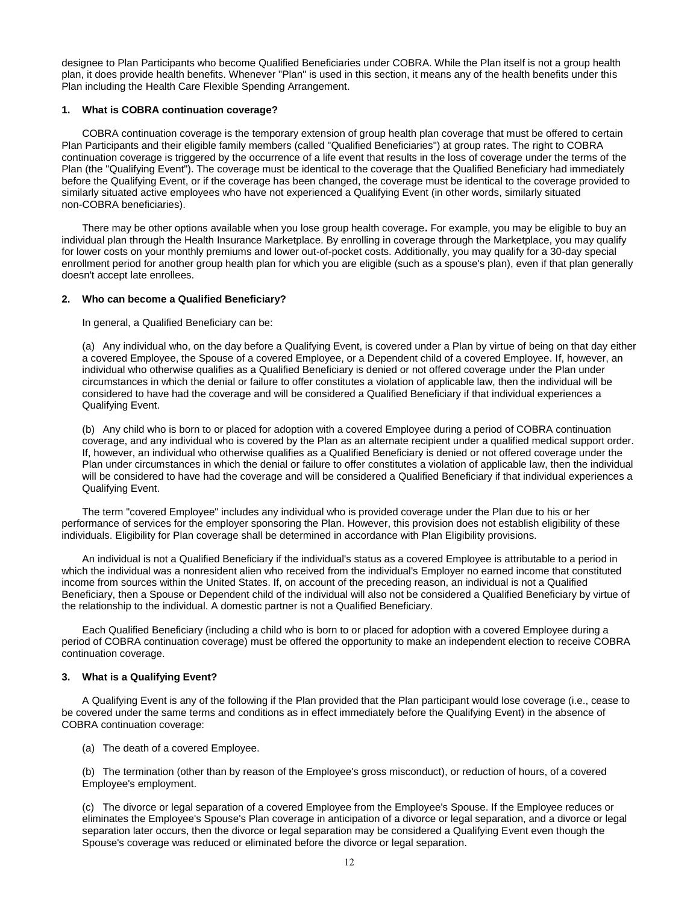designee to Plan Participants who become Qualified Beneficiaries under COBRA. While the Plan itself is not a group health plan, it does provide health benefits. Whenever "Plan" is used in this section, it means any of the health benefits under this Plan including the Health Care Flexible Spending Arrangement.

### 1. What is COBRA continuation coverage?

COBRA continuation coverage is the temporary extension of group health plan coverage that must be offered to certain Plan Participants and their eligible family members (called "Qualified Beneficiaries") at group rates. The right to COBRA continuation coverage is triggered by the occurrence of a life event that results in the loss of coverage under the terms of the Plan (the "Qualifying Event"). The coverage must be identical to the coverage that the Qualified Beneficiary had immediately before the Qualifying Event, or if the coverage has been changed, the coverage must be identical to the coverage provided to similarly situated active employees who have not experienced a Qualifying Event (in other words, similarly situated non-COBRA beneficiaries).

There may be other options available when you lose group health coverage**.** For example, you may be eligible to buy an individual plan through the Health Insurance Marketplace. By enrolling in coverage through the Marketplace, you may qualify for lower costs on your monthly premiums and lower out-of-pocket costs. Additionally, you may qualify for a 30-day special enrollment period for another group health plan for which you are eligible (such as a spouse's plan), even if that plan generally doesn't accept late enrollees.

### 2. Who can become a Qualified Beneficiary?

In general, a Qualified Beneficiary can be:

(a) Any individual who, on the day before a Qualifying Event, is covered under a Plan by virtue of being on that day either a covered Employee, the Spouse of a covered Employee, or a Dependent child of a covered Employee. If, however, an individual who otherwise qualifies as a Qualified Beneficiary is denied or not offered coverage under the Plan under circumstances in which the denial or failure to offer constitutes a violation of applicable law, then the individual will be considered to have had the coverage and will be considered a Qualified Beneficiary if that individual experiences a Qualifying Event.

(b) Any child who is born to or placed for adoption with a covered Employee during a period of COBRA continuation coverage, and any individual who is covered by the Plan as an alternate recipient under a qualified medical support order. If, however, an individual who otherwise qualifies as a Qualified Beneficiary is denied or not offered coverage under the Plan under circumstances in which the denial or failure to offer constitutes a violation of applicable law, then the individual will be considered to have had the coverage and will be considered a Qualified Beneficiary if that individual experiences a Qualifying Event.

The term "covered Employee" includes any individual who is provided coverage under the Plan due to his or her performance of services for the employer sponsoring the Plan. However, this provision does not establish eligibility of these individuals. Eligibility for Plan coverage shall be determined in accordance with Plan Eligibility provisions.

An individual is not a Qualified Beneficiary if the individual's status as a covered Employee is attributable to a period in which the individual was a nonresident alien who received from the individual's Employer no earned income that constituted income from sources within the United States. If, on account of the preceding reason, an individual is not a Qualified Beneficiary, then a Spouse or Dependent child of the individual will also not be considered a Qualified Beneficiary by virtue of the relationship to the individual. A domestic partner is not a Qualified Beneficiary.

Each Qualified Beneficiary (including a child who is born to or placed for adoption with a covered Employee during a period of COBRA continuation coverage) must be offered the opportunity to make an independent election to receive COBRA continuation coverage.

### 3. What is a Qualifying Event?

A Qualifying Event is any of the following if the Plan provided that the Plan participant would lose coverage (i.e., cease to be covered under the same terms and conditions as in effect immediately before the Qualifying Event) in the absence of COBRA continuation coverage:

(a) The death of a covered Employee.

(b) The termination (other than by reason of the Employee's gross misconduct), or reduction of hours, of a covered Employee's employment.

(c) The divorce or legal separation of a covered Employee from the Employee's Spouse. If the Employee reduces or eliminates the Employee's Spouse's Plan coverage in anticipation of a divorce or legal separation, and a divorce or legal separation later occurs, then the divorce or legal separation may be considered a Qualifying Event even though the Spouse's coverage was reduced or eliminated before the divorce or legal separation.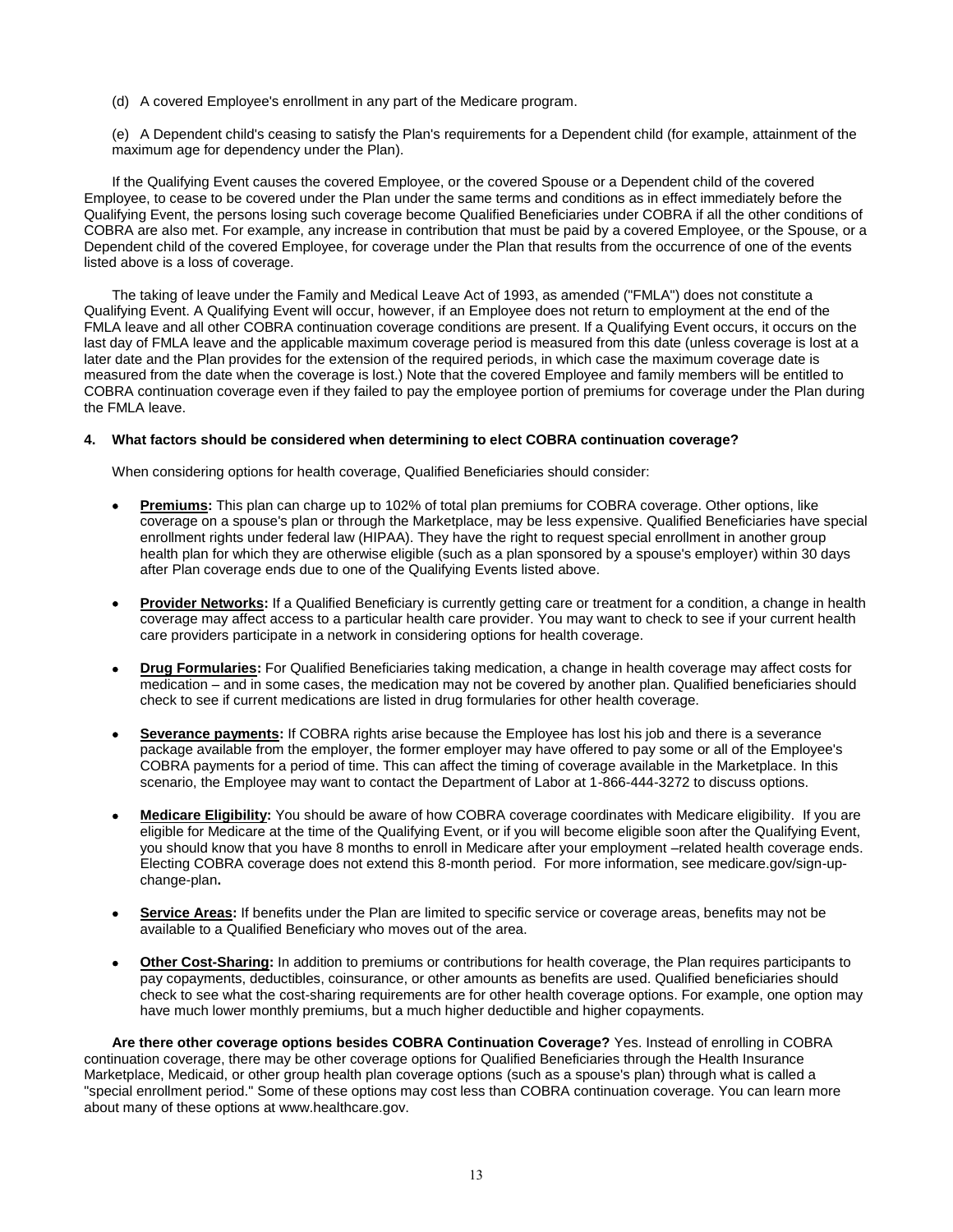(d) A covered Employee's enrollment in any part of the Medicare program.

(e) A Dependent child's ceasing to satisfy the Plan's requirements for a Dependent child (for example, attainment of the maximum age for dependency under the Plan).

If the Qualifying Event causes the covered Employee, or the covered Spouse or a Dependent child of the covered Employee, to cease to be covered under the Plan under the same terms and conditions as in effect immediately before the Qualifying Event, the persons losing such coverage become Qualified Beneficiaries under COBRA if all the other conditions of COBRA are also met. For example, any increase in contribution that must be paid by a covered Employee, or the Spouse, or a Dependent child of the covered Employee, for coverage under the Plan that results from the occurrence of one of the events listed above is a loss of coverage.

The taking of leave under the Family and Medical Leave Act of 1993, as amended ("FMLA") does not constitute a Qualifying Event. A Qualifying Event will occur, however, if an Employee does not return to employment at the end of the FMLA leave and all other COBRA continuation coverage conditions are present. If a Qualifying Event occurs, it occurs on the last day of FMLA leave and the applicable maximum coverage period is measured from this date (unless coverage is lost at a later date and the Plan provides for the extension of the required periods, in which case the maximum coverage date is measured from the date when the coverage is lost.) Note that the covered Employee and family members will be entitled to COBRA continuation coverage even if they failed to pay the employee portion of premiums for coverage under the Plan during the FMLA leave.

**4. What factors should be considered when determining to elect COBRA continuation coverage?**

When considering options for health coverage, Qualified Beneficiaries should consider:

- **Premiums:** This plan can charge up to 102% of total plan premiums for COBRA coverage. Other options, like coverage on a spouse's plan or through the Marketplace, may be less expensive. Qualified Beneficiaries have special enrollment rights under federal law (HIPAA). They have the right to request special enrollment in another group health plan for which they are otherwise eligible (such as a plan sponsored by a spouse's employer) within 30 days after Plan coverage ends due to one of the Qualifying Events listed above.

- **Provider Networks:** If a Qualified Beneficiary is currently getting care or treatment for a condition, a change in health coverage may affect access to a particular health care provider. You may want to check to see if your current health care providers participate in a network in considering options for health coverage.

- **Drug Formularies:** For Qualified Beneficiaries taking medication, a change in health coverage may affect costs for medication – and in some cases, the medication may not be covered by another plan. Qualified beneficiaries should check to see if current medications are listed in drug formularies for other health coverage.

- **Severance payments:** If COBRA rights arise because the Employee has lost his job and there is a severance package available from the employer, the former employer may have offered to pay some or all of the Employee's COBRA payments for a period of time. This can affect the timing of coverage available in the Marketplace. In this scenario, the Employee may want to contact the Department of Labor at 1-866-444-3272 to discuss options.

- **Medicare Eligibility:** You should be aware of how COBRA coverage coordinates with Medicare eligibility. If you are eligible for Medicare at the time of the Qualifying Event, or if you will become eligible soon after the Qualifying Event, you should know that you have 8 months to enroll in Medicare after your employment –related health coverage ends. Electing COBRA coverage does not extend this 8-month period. For more information, see medicare.gov/sign-up-change-plan**.**

- **Service Areas:** If benefits under the Plan are limited to specific service or coverage areas, benefits may not be available to a Qualified Beneficiary who moves out of the area.

- **Other Cost-Sharing:** In addition to premiums or contributions for health coverage, the Plan requires participants to pay copayments, deductibles, coinsurance, or other amounts as benefits are used. Qualified beneficiaries should check to see what the cost-sharing requirements are for other health coverage options. For example, one option may have much lower monthly premiums, but a much higher deductible and higher copayments.

**Are there other coverage options besides COBRA Continuation Coverage?** Yes. Instead of enrolling in COBRA continuation coverage, there may be other coverage options for Qualified Beneficiaries through the Health Insurance Marketplace, Medicaid, or other group health plan coverage options (such as a spouse's plan) through what is called a "special enrollment period." Some of these options may cost less than COBRA continuation coverage. You can learn more about many of these options at www.healthcare.gov.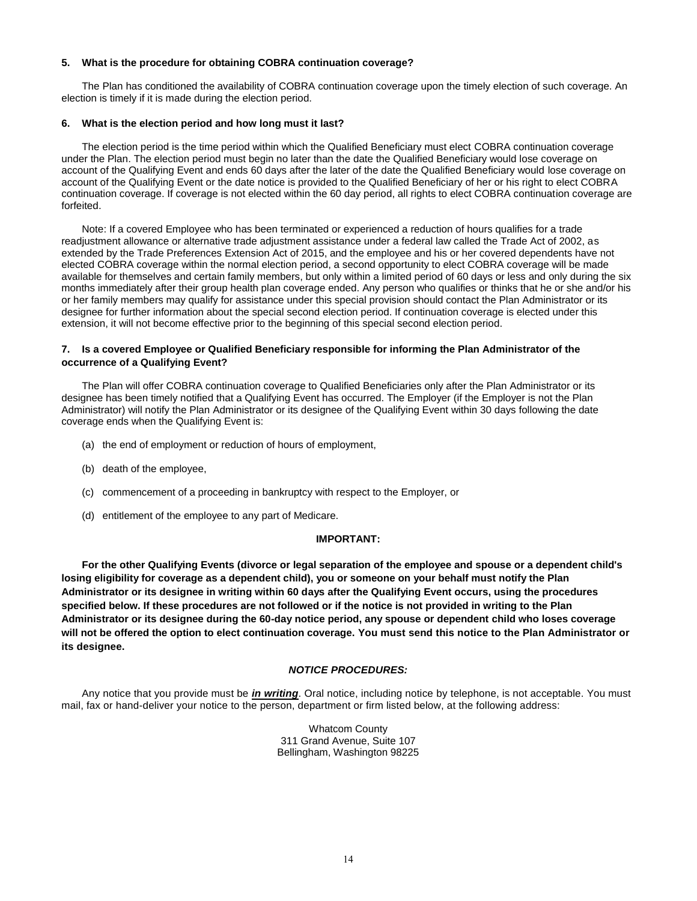### 5. What is the procedure for obtaining COBRA continuation coverage?

The Plan has conditioned the availability of COBRA continuation coverage upon the timely election of such coverage. An election is timely if it is made during the election period.

### 6. What is the election period and how long must it last?

The election period is the time period within which the Qualified Beneficiary must elect COBRA continuation coverage under the Plan. The election period must begin no later than the date the Qualified Beneficiary would lose coverage on account of the Qualifying Event and ends 60 days after the later of the date the Qualified Beneficiary would lose coverage on account of the Qualifying Event or the date notice is provided to the Qualified Beneficiary of her or his right to elect COBRA continuation coverage. If coverage is not elected within the 60 day period, all rights to elect COBRA continuation coverage are forfeited.

Note: If a covered Employee who has been terminated or experienced a reduction of hours qualifies for a trade readjustment allowance or alternative trade adjustment assistance under a federal law called the Trade Act of 2002, as extended by the Trade Preferences Extension Act of 2015, and the employee and his or her covered dependents have not elected COBRA coverage within the normal election period, a second opportunity to elect COBRA coverage will be made available for themselves and certain family members, but only within a limited period of 60 days or less and only during the six months immediately after their group health plan coverage ended. Any person who qualifies or thinks that he or she and/or his or her family members may qualify for assistance under this special provision should contact the Plan Administrator or its designee for further information about the special second election period. If continuation coverage is elected under this extension, it will not become effective prior to the beginning of this special second election period.

### 7. Is a covered Employee or Qualified Beneficiary responsible for informing the Plan Administrator of the occurrence of a Qualifying Event?

The Plan will offer COBRA continuation coverage to Qualified Beneficiaries only after the Plan Administrator or its designee has been timely notified that a Qualifying Event has occurred. The Employer (if the Employer is not the Plan Administrator) will notify the Plan Administrator or its designee of the Qualifying Event within 30 days following the date coverage ends when the Qualifying Event is:

(a) the end of employment or reduction of hours of employment,

(b) death of the employee,

(c) commencement of a proceeding in bankruptcy with respect to the Employer, or

(d) entitlement of the employee to any part of Medicare.

**IMPORTANT:**

**For the other Qualifying Events (divorce or legal separation of the employee and spouse or a dependent child's losing eligibility for coverage as a dependent child), you or someone on your behalf must notify the Plan Administrator or its designee in writing within 60 days after the Qualifying Event occurs, using the procedures specified below. If these procedures are not followed or if the notice is not provided in writing to the Plan Administrator or its designee during the 60-day notice period, any spouse or dependent child who loses coverage will not be offered the option to elect continuation coverage. You must send this notice to the Plan Administrator or its designee.**

***NOTICE PROCEDURES:***

Any notice that you provide must be ***in writing***. Oral notice, including notice by telephone, is not acceptable. You must mail, fax or hand-deliver your notice to the person, department or firm listed below, at the following address:

Whatcom County
311 Grand Avenue, Suite 107
Bellingham, Washington 98225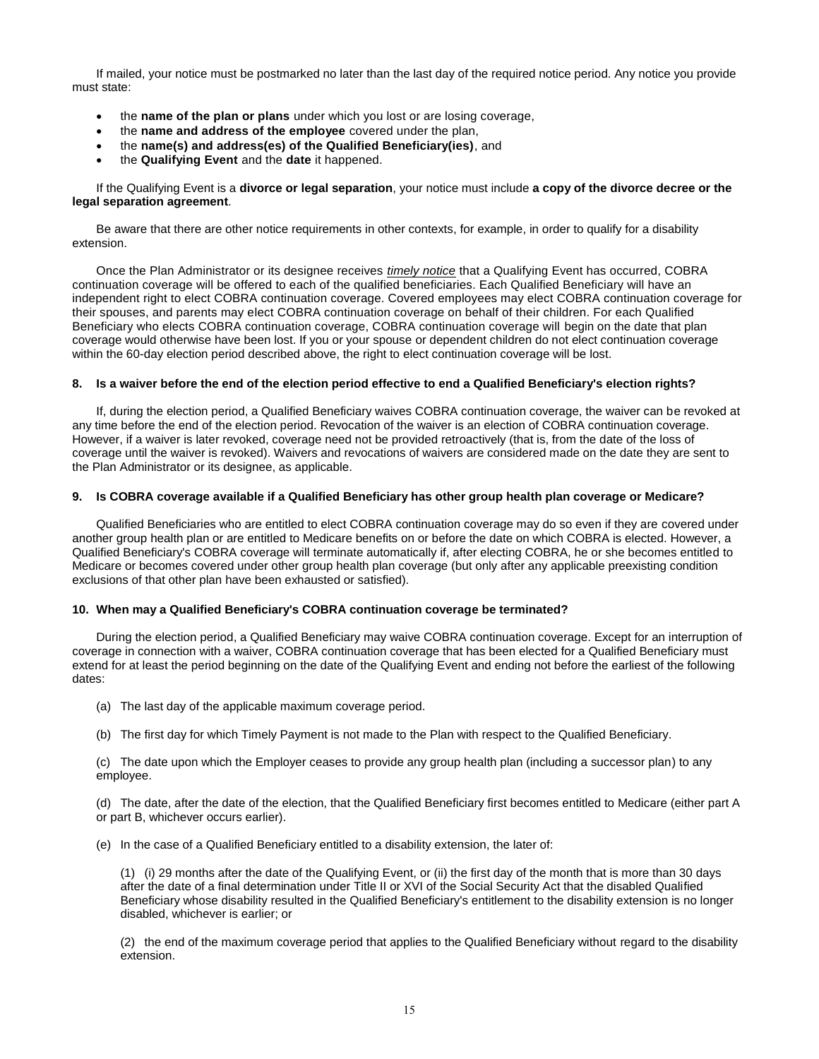If mailed, your notice must be postmarked no later than the last day of the required notice period. Any notice you provide must state:

- the **name of the plan or plans** under which you lost or are losing coverage,
- the **name and address of the employee** covered under the plan,
- the **name(s) and address(es) of the Qualified Beneficiary(ies)**, and
- the **Qualifying Event** and the **date** it happened.

If the Qualifying Event is a **divorce or legal separation**, your notice must include **a copy of the divorce decree or the legal separation agreement**.

Be aware that there are other notice requirements in other contexts, for example, in order to qualify for a disability extension.

Once the Plan Administrator or its designee receives *timely notice* that a Qualifying Event has occurred, COBRA continuation coverage will be offered to each of the qualified beneficiaries. Each Qualified Beneficiary will have an independent right to elect COBRA continuation coverage. Covered employees may elect COBRA continuation coverage for their spouses, and parents may elect COBRA continuation coverage on behalf of their children. For each Qualified Beneficiary who elects COBRA continuation coverage, COBRA continuation coverage will begin on the date that plan coverage would otherwise have been lost. If you or your spouse or dependent children do not elect continuation coverage within the 60-day election period described above, the right to elect continuation coverage will be lost.

**8. Is a waiver before the end of the election period effective to end a Qualified Beneficiary's election rights?**

If, during the election period, a Qualified Beneficiary waives COBRA continuation coverage, the waiver can be revoked at any time before the end of the election period. Revocation of the waiver is an election of COBRA continuation coverage. However, if a waiver is later revoked, coverage need not be provided retroactively (that is, from the date of the loss of coverage until the waiver is revoked). Waivers and revocations of waivers are considered made on the date they are sent to the Plan Administrator or its designee, as applicable.

**9. Is COBRA coverage available if a Qualified Beneficiary has other group health plan coverage or Medicare?**

Qualified Beneficiaries who are entitled to elect COBRA continuation coverage may do so even if they are covered under another group health plan or are entitled to Medicare benefits on or before the date on which COBRA is elected. However, a Qualified Beneficiary's COBRA coverage will terminate automatically if, after electing COBRA, he or she becomes entitled to Medicare or becomes covered under other group health plan coverage (but only after any applicable preexisting condition exclusions of that other plan have been exhausted or satisfied).

**10. When may a Qualified Beneficiary's COBRA continuation coverage be terminated?**

During the election period, a Qualified Beneficiary may waive COBRA continuation coverage. Except for an interruption of coverage in connection with a waiver, COBRA continuation coverage that has been elected for a Qualified Beneficiary must extend for at least the period beginning on the date of the Qualifying Event and ending not before the earliest of the following dates:

(a) The last day of the applicable maximum coverage period.

(b) The first day for which Timely Payment is not made to the Plan with respect to the Qualified Beneficiary.

(c) The date upon which the Employer ceases to provide any group health plan (including a successor plan) to any employee.

(d) The date, after the date of the election, that the Qualified Beneficiary first becomes entitled to Medicare (either part A or part B, whichever occurs earlier).

(e) In the case of a Qualified Beneficiary entitled to a disability extension, the later of:

(1) (i) 29 months after the date of the Qualifying Event, or (ii) the first day of the month that is more than 30 days after the date of a final determination under Title II or XVI of the Social Security Act that the disabled Qualified Beneficiary whose disability resulted in the Qualified Beneficiary's entitlement to the disability extension is no longer disabled, whichever is earlier; or

(2) the end of the maximum coverage period that applies to the Qualified Beneficiary without regard to the disability extension.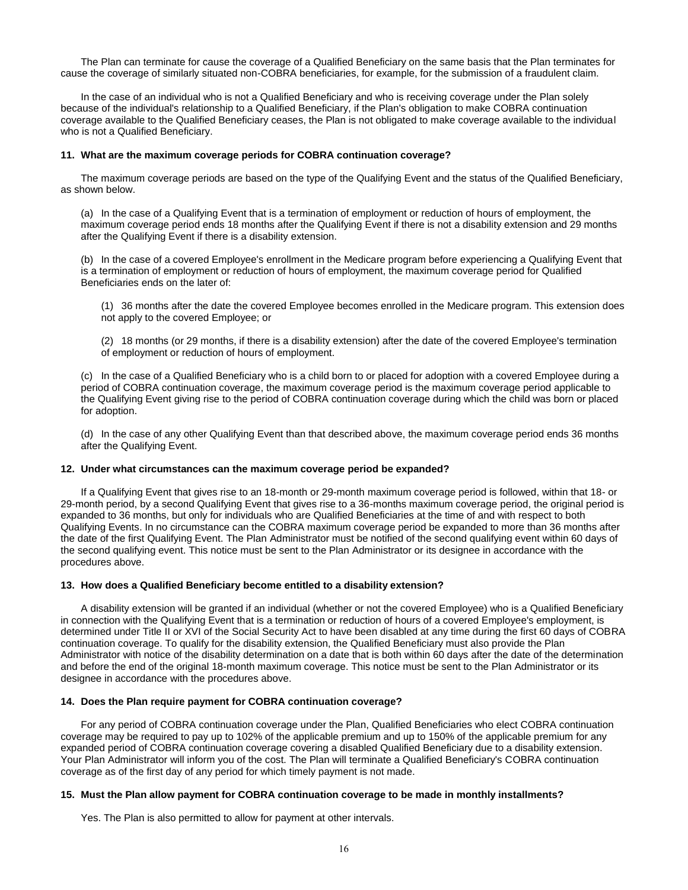The Plan can terminate for cause the coverage of a Qualified Beneficiary on the same basis that the Plan terminates for cause the coverage of similarly situated non-COBRA beneficiaries, for example, for the submission of a fraudulent claim.

In the case of an individual who is not a Qualified Beneficiary and who is receiving coverage under the Plan solely because of the individual's relationship to a Qualified Beneficiary, if the Plan's obligation to make COBRA continuation coverage available to the Qualified Beneficiary ceases, the Plan is not obligated to make coverage available to the individual who is not a Qualified Beneficiary.

**11. What are the maximum coverage periods for COBRA continuation coverage?**

The maximum coverage periods are based on the type of the Qualifying Event and the status of the Qualified Beneficiary, as shown below.

(a) In the case of a Qualifying Event that is a termination of employment or reduction of hours of employment, the maximum coverage period ends 18 months after the Qualifying Event if there is not a disability extension and 29 months after the Qualifying Event if there is a disability extension.

(b) In the case of a covered Employee's enrollment in the Medicare program before experiencing a Qualifying Event that is a termination of employment or reduction of hours of employment, the maximum coverage period for Qualified Beneficiaries ends on the later of:

(1) 36 months after the date the covered Employee becomes enrolled in the Medicare program. This extension does not apply to the covered Employee; or

(2) 18 months (or 29 months, if there is a disability extension) after the date of the covered Employee's termination of employment or reduction of hours of employment.

(c) In the case of a Qualified Beneficiary who is a child born to or placed for adoption with a covered Employee during a period of COBRA continuation coverage, the maximum coverage period is the maximum coverage period applicable to the Qualifying Event giving rise to the period of COBRA continuation coverage during which the child was born or placed for adoption.

(d) In the case of any other Qualifying Event than that described above, the maximum coverage period ends 36 months after the Qualifying Event.

**12. Under what circumstances can the maximum coverage period be expanded?**

If a Qualifying Event that gives rise to an 18-month or 29-month maximum coverage period is followed, within that 18- or 29-month period, by a second Qualifying Event that gives rise to a 36-months maximum coverage period, the original period is expanded to 36 months, but only for individuals who are Qualified Beneficiaries at the time of and with respect to both Qualifying Events. In no circumstance can the COBRA maximum coverage period be expanded to more than 36 months after the date of the first Qualifying Event. The Plan Administrator must be notified of the second qualifying event within 60 days of the second qualifying event. This notice must be sent to the Plan Administrator or its designee in accordance with the procedures above.

**13. How does a Qualified Beneficiary become entitled to a disability extension?**

A disability extension will be granted if an individual (whether or not the covered Employee) who is a Qualified Beneficiary in connection with the Qualifying Event that is a termination or reduction of hours of a covered Employee's employment, is determined under Title II or XVI of the Social Security Act to have been disabled at any time during the first 60 days of COBRA continuation coverage. To qualify for the disability extension, the Qualified Beneficiary must also provide the Plan Administrator with notice of the disability determination on a date that is both within 60 days after the date of the determination and before the end of the original 18-month maximum coverage. This notice must be sent to the Plan Administrator or its designee in accordance with the procedures above.

**14. Does the Plan require payment for COBRA continuation coverage?**

For any period of COBRA continuation coverage under the Plan, Qualified Beneficiaries who elect COBRA continuation coverage may be required to pay up to 102% of the applicable premium and up to 150% of the applicable premium for any expanded period of COBRA continuation coverage covering a disabled Qualified Beneficiary due to a disability extension. Your Plan Administrator will inform you of the cost. The Plan will terminate a Qualified Beneficiary's COBRA continuation coverage as of the first day of any period for which timely payment is not made.

**15. Must the Plan allow payment for COBRA continuation coverage to be made in monthly installments?**

Yes. The Plan is also permitted to allow for payment at other intervals.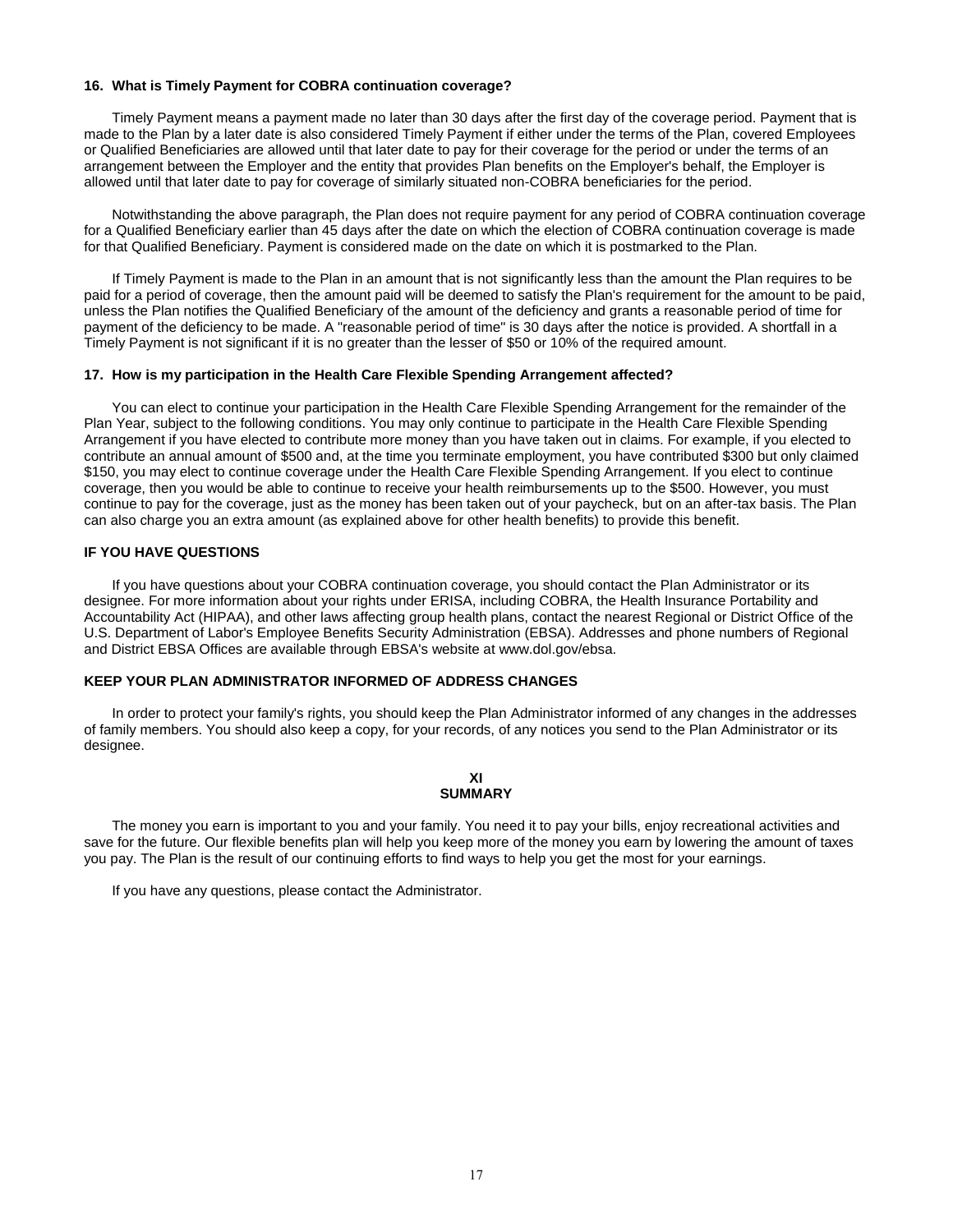### 16. What is Timely Payment for COBRA continuation coverage?

Timely Payment means a payment made no later than 30 days after the first day of the coverage period. Payment that is made to the Plan by a later date is also considered Timely Payment if either under the terms of the Plan, covered Employees or Qualified Beneficiaries are allowed until that later date to pay for their coverage for the period or under the terms of an arrangement between the Employer and the entity that provides Plan benefits on the Employer's behalf, the Employer is allowed until that later date to pay for coverage of similarly situated non-COBRA beneficiaries for the period.

Notwithstanding the above paragraph, the Plan does not require payment for any period of COBRA continuation coverage for a Qualified Beneficiary earlier than 45 days after the date on which the election of COBRA continuation coverage is made for that Qualified Beneficiary. Payment is considered made on the date on which it is postmarked to the Plan.

If Timely Payment is made to the Plan in an amount that is not significantly less than the amount the Plan requires to be paid for a period of coverage, then the amount paid will be deemed to satisfy the Plan's requirement for the amount to be paid, unless the Plan notifies the Qualified Beneficiary of the amount of the deficiency and grants a reasonable period of time for payment of the deficiency to be made. A "reasonable period of time" is 30 days after the notice is provided. A shortfall in a Timely Payment is not significant if it is no greater than the lesser of $50 or 10% of the required amount.

### 17. How is my participation in the Health Care Flexible Spending Arrangement affected?

You can elect to continue your participation in the Health Care Flexible Spending Arrangement for the remainder of the Plan Year, subject to the following conditions. You may only continue to participate in the Health Care Flexible Spending Arrangement if you have elected to contribute more money than you have taken out in claims. For example, if you elected to contribute an annual amount of $500 and, at the time you terminate employment, you have contributed $300 but only claimed $150, you may elect to continue coverage under the Health Care Flexible Spending Arrangement. If you elect to continue coverage, then you would be able to continue to receive your health reimbursements up to the $500. However, you must continue to pay for the coverage, just as the money has been taken out of your paycheck, but on an after-tax basis. The Plan can also charge you an extra amount (as explained above for other health benefits) to provide this benefit.

### IF YOU HAVE QUESTIONS

If you have questions about your COBRA continuation coverage, you should contact the Plan Administrator or its designee. For more information about your rights under ERISA, including COBRA, the Health Insurance Portability and Accountability Act (HIPAA), and other laws affecting group health plans, contact the nearest Regional or District Office of the U.S. Department of Labor's Employee Benefits Security Administration (EBSA). Addresses and phone numbers of Regional and District EBSA Offices are available through EBSA's website at www.dol.gov/ebsa.

### KEEP YOUR PLAN ADMINISTRATOR INFORMED OF ADDRESS CHANGES

In order to protect your family's rights, you should keep the Plan Administrator informed of any changes in the addresses of family members. You should also keep a copy, for your records, of any notices you send to the Plan Administrator or its designee.

## XI
## SUMMARY

The money you earn is important to you and your family. You need it to pay your bills, enjoy recreational activities and save for the future. Our flexible benefits plan will help you keep more of the money you earn by lowering the amount of taxes you pay. The Plan is the result of our continuing efforts to find ways to help you get the most for your earnings.

If you have any questions, please contact the Administrator.